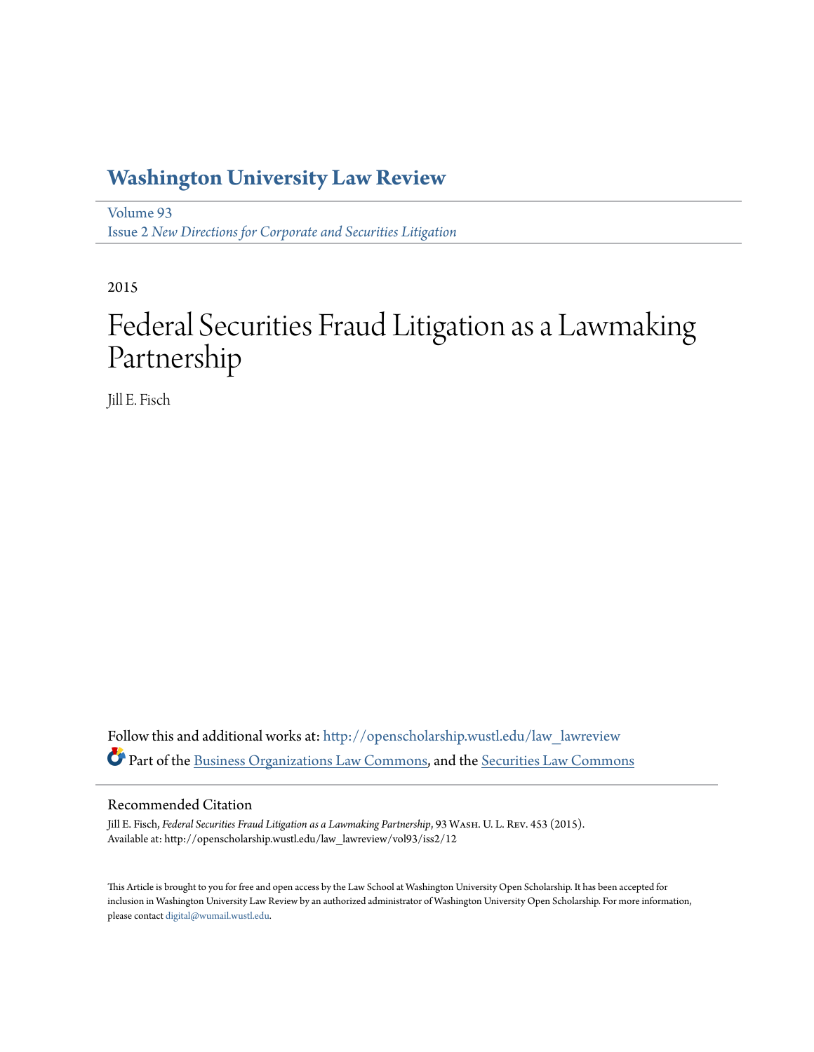# Washington University Law Review

Volume 93
Issue 2 *New Directions for Corporate and Securities Litigation*

2015

# Federal Securities Fraud Litigation as a Lawmaking Partnership

Jill E. Fisch

Follow this and additional works at: http://openscholarship.wustl.edu/law_lawreview

Part of the Business Organizations Law Commons, and the Securities Law Commons

## Recommended Citation

Jill E. Fisch, *Federal Securities Fraud Litigation as a Lawmaking Partnership*, 93 Wash. U. L. Rev. 453 (2015).
Available at: http://openscholarship.wustl.edu/law_lawreview/vol93/iss2/12

This Article is brought to you for free and open access by the Law School at Washington University Open Scholarship. It has been accepted for inclusion in Washington University Law Review by an authorized administrator of Washington University Open Scholarship. For more information, please contact digital@wumail.wustl.edu.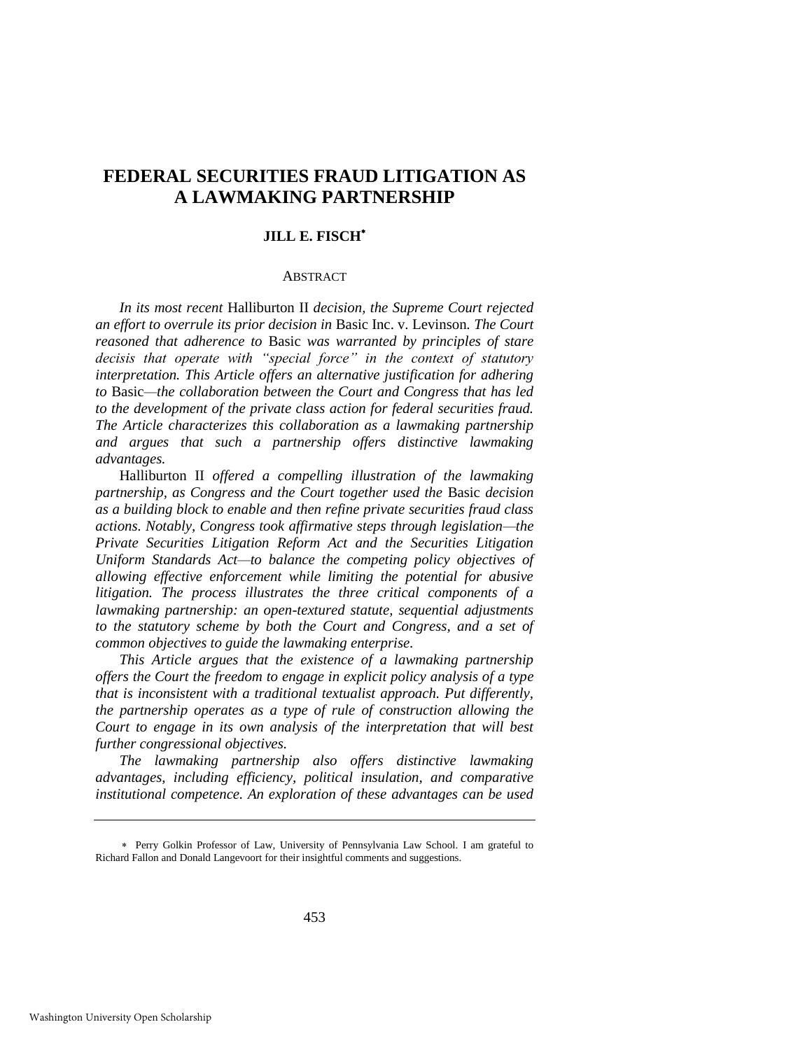# FEDERAL SECURITIES FRAUD LITIGATION AS A LAWMAKING PARTNERSHIP

**JILL E. FISCH**[*]

ABSTRACT

*In its most recent* Halliburton II *decision, the Supreme Court rejected an effort to overrule its prior decision in* Basic Inc. v. Levinson*. The Court reasoned that adherence to* Basic *was warranted by principles of stare decisis that operate with "special force" in the context of statutory interpretation. This Article offers an alternative justification for adhering to* Basic*—the collaboration between the Court and Congress that has led to the development of the private class action for federal securities fraud. The Article characterizes this collaboration as a lawmaking partnership and argues that such a partnership offers distinctive lawmaking advantages.*

Halliburton II *offered a compelling illustration of the lawmaking partnership, as Congress and the Court together used the* Basic *decision as a building block to enable and then refine private securities fraud class actions. Notably, Congress took affirmative steps through legislation—the Private Securities Litigation Reform Act and the Securities Litigation Uniform Standards Act—to balance the competing policy objectives of allowing effective enforcement while limiting the potential for abusive litigation. The process illustrates the three critical components of a lawmaking partnership: an open-textured statute, sequential adjustments to the statutory scheme by both the Court and Congress, and a set of common objectives to guide the lawmaking enterprise.*

*This Article argues that the existence of a lawmaking partnership offers the Court the freedom to engage in explicit policy analysis of a type that is inconsistent with a traditional textualist approach. Put differently, the partnership operates as a type of rule of construction allowing the Court to engage in its own analysis of the interpretation that will best further congressional objectives.*

*The lawmaking partnership also offers distinctive lawmaking advantages, including efficiency, political insulation, and comparative institutional competence. An exploration of these advantages can be used*

---

[*] Perry Golkin Professor of Law, University of Pennsylvania Law School. I am grateful to Richard Fallon and Donald Langevoort for their insightful comments and suggestions.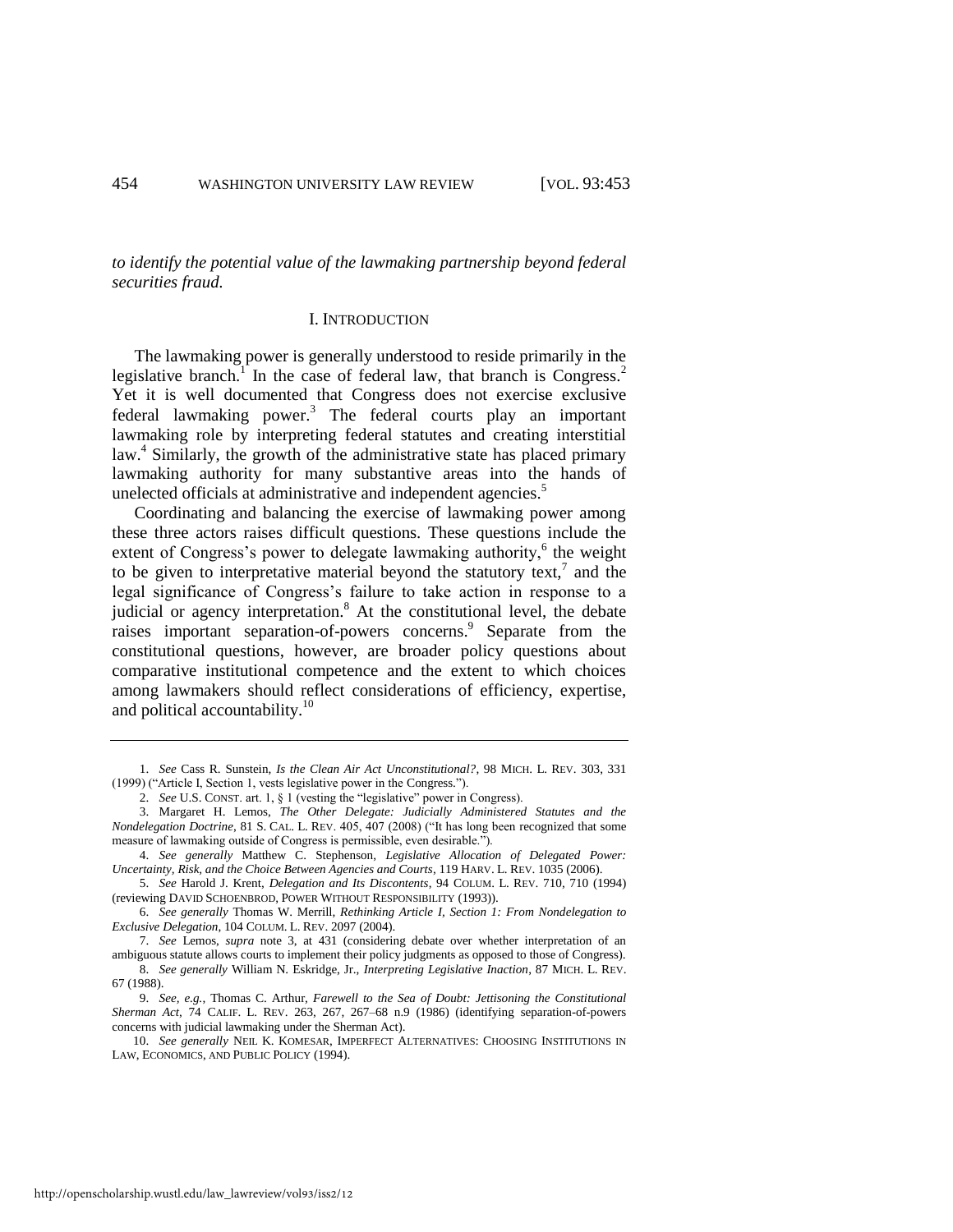*to identify the potential value of the lawmaking partnership beyond federal securities fraud.*

## I. INTRODUCTION

The lawmaking power is generally understood to reside primarily in the legislative branch.[1] In the case of federal law, that branch is Congress.[2] Yet it is well documented that Congress does not exercise exclusive federal lawmaking power.[3] The federal courts play an important lawmaking role by interpreting federal statutes and creating interstitial law.[4] Similarly, the growth of the administrative state has placed primary lawmaking authority for many substantive areas into the hands of unelected officials at administrative and independent agencies.[5]

Coordinating and balancing the exercise of lawmaking power among these three actors raises difficult questions. These questions include the extent of Congress's power to delegate lawmaking authority,[6] the weight to be given to interpretative material beyond the statutory text,[7] and the legal significance of Congress's failure to take action in response to a judicial or agency interpretation.[8] At the constitutional level, the debate raises important separation-of-powers concerns.[9] Separate from the constitutional questions, however, are broader policy questions about comparative institutional competence and the extent to which choices among lawmakers should reflect considerations of efficiency, expertise, and political accountability.[10]

---

1. *See* Cass R. Sunstein, *Is the Clean Air Act Unconstitutional?*, 98 MICH. L. REV. 303, 331 (1999) ("Article I, Section 1, vests legislative power in the Congress.").

2. *See* U.S. CONST. art. 1, § 1 (vesting the "legislative" power in Congress).

3. Margaret H. Lemos, *The Other Delegate: Judicially Administered Statutes and the Nondelegation Doctrine*, 81 S. CAL. L. REV. 405, 407 (2008) ("It has long been recognized that some measure of lawmaking outside of Congress is permissible, even desirable.").

4. *See generally* Matthew C. Stephenson, *Legislative Allocation of Delegated Power: Uncertainty, Risk, and the Choice Between Agencies and Courts*, 119 HARV. L. REV. 1035 (2006).

5. *See* Harold J. Krent, *Delegation and Its Discontents*, 94 COLUM. L. REV. 710, 710 (1994) (reviewing DAVID SCHOENBROD, POWER WITHOUT RESPONSIBILITY (1993)).

6. *See generally* Thomas W. Merrill, *Rethinking Article I, Section 1: From Nondelegation to Exclusive Delegation*, 104 COLUM. L. REV. 2097 (2004).

7. *See* Lemos, *supra* note 3, at 431 (considering debate over whether interpretation of an ambiguous statute allows courts to implement their policy judgments as opposed to those of Congress).

8. *See generally* William N. Eskridge, Jr., *Interpreting Legislative Inaction*, 87 MICH. L. REV. 67 (1988).

9. *See, e.g.*, Thomas C. Arthur, *Farewell to the Sea of Doubt: Jettisoning the Constitutional Sherman Act*, 74 CALIF. L. REV. 263, 267, 267–68 n.9 (1986) (identifying separation-of-powers concerns with judicial lawmaking under the Sherman Act).

10. *See generally* NEIL K. KOMESAR, IMPERFECT ALTERNATIVES: CHOOSING INSTITUTIONS IN LAW, ECONOMICS, AND PUBLIC POLICY (1994).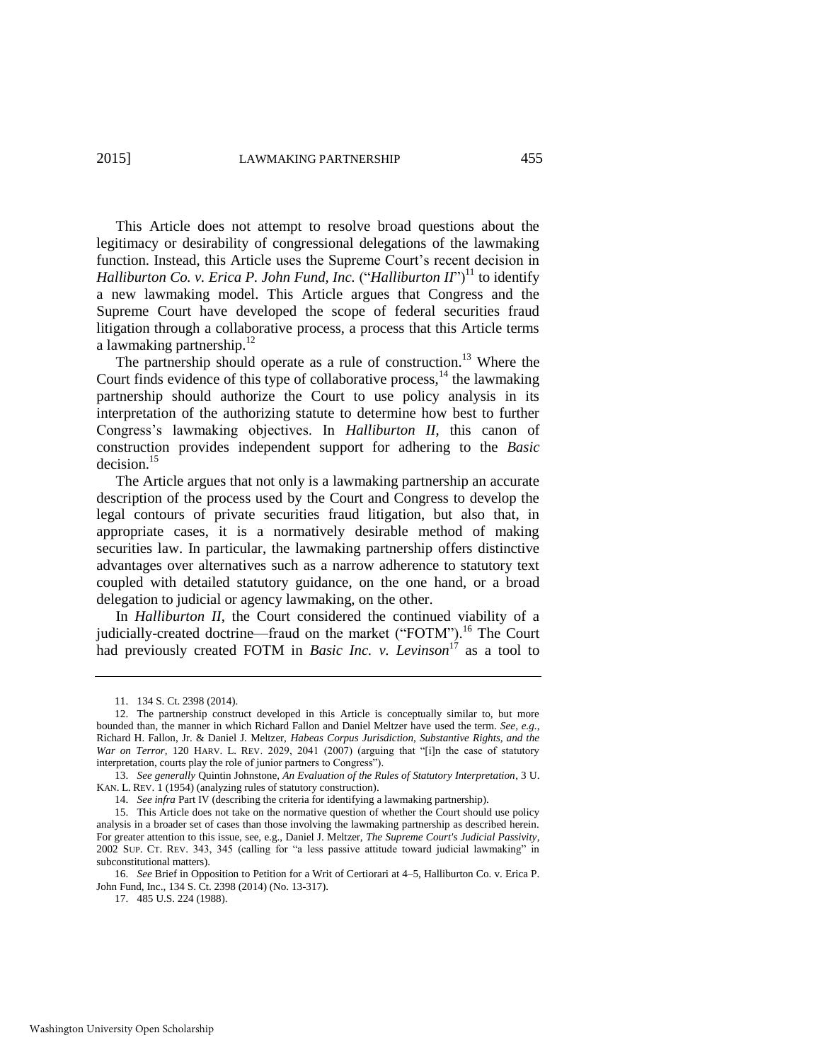This Article does not attempt to resolve broad questions about the legitimacy or desirability of congressional delegations of the lawmaking function. Instead, this Article uses the Supreme Court's recent decision in *Halliburton Co. v. Erica P. John Fund, Inc.* ("*Halliburton II*")[11] to identify a new lawmaking model. This Article argues that Congress and the Supreme Court have developed the scope of federal securities fraud litigation through a collaborative process, a process that this Article terms a lawmaking partnership.[12]

The partnership should operate as a rule of construction.[13] Where the Court finds evidence of this type of collaborative process,[14] the lawmaking partnership should authorize the Court to use policy analysis in its interpretation of the authorizing statute to determine how best to further Congress's lawmaking objectives. In *Halliburton II*, this canon of construction provides independent support for adhering to the *Basic* decision.[15]

The Article argues that not only is a lawmaking partnership an accurate description of the process used by the Court and Congress to develop the legal contours of private securities fraud litigation, but also that, in appropriate cases, it is a normatively desirable method of making securities law. In particular, the lawmaking partnership offers distinctive advantages over alternatives such as a narrow adherence to statutory text coupled with detailed statutory guidance, on the one hand, or a broad delegation to judicial or agency lawmaking, on the other.

In *Halliburton II*, the Court considered the continued viability of a judicially-created doctrine—fraud on the market ("FOTM").[16] The Court had previously created FOTM in *Basic Inc. v. Levinson*[17] as a tool to

---

11. 134 S. Ct. 2398 (2014).

12. The partnership construct developed in this Article is conceptually similar to, but more bounded than, the manner in which Richard Fallon and Daniel Meltzer have used the term. *See, e.g.*, Richard H. Fallon, Jr. & Daniel J. Meltzer, *Habeas Corpus Jurisdiction, Substantive Rights, and the War on Terror*, 120 HARV. L. REV. 2029, 2041 (2007) (arguing that "[i]n the case of statutory interpretation, courts play the role of junior partners to Congress").

13. *See generally* Quintin Johnstone, *An Evaluation of the Rules of Statutory Interpretation*, 3 U. KAN. L. REV. 1 (1954) (analyzing rules of statutory construction).

14. *See infra* Part IV (describing the criteria for identifying a lawmaking partnership).

15. This Article does not take on the normative question of whether the Court should use policy analysis in a broader set of cases than those involving the lawmaking partnership as described herein. For greater attention to this issue, see, e.g., Daniel J. Meltzer, *The Supreme Court's Judicial Passivity*, 2002 SUP. CT. REV. 343, 345 (calling for "a less passive attitude toward judicial lawmaking" in subconstitutional matters).

16. *See* Brief in Opposition to Petition for a Writ of Certiorari at 4–5, Halliburton Co. v. Erica P. John Fund, Inc., 134 S. Ct. 2398 (2014) (No. 13-317).

17. 485 U.S. 224 (1988).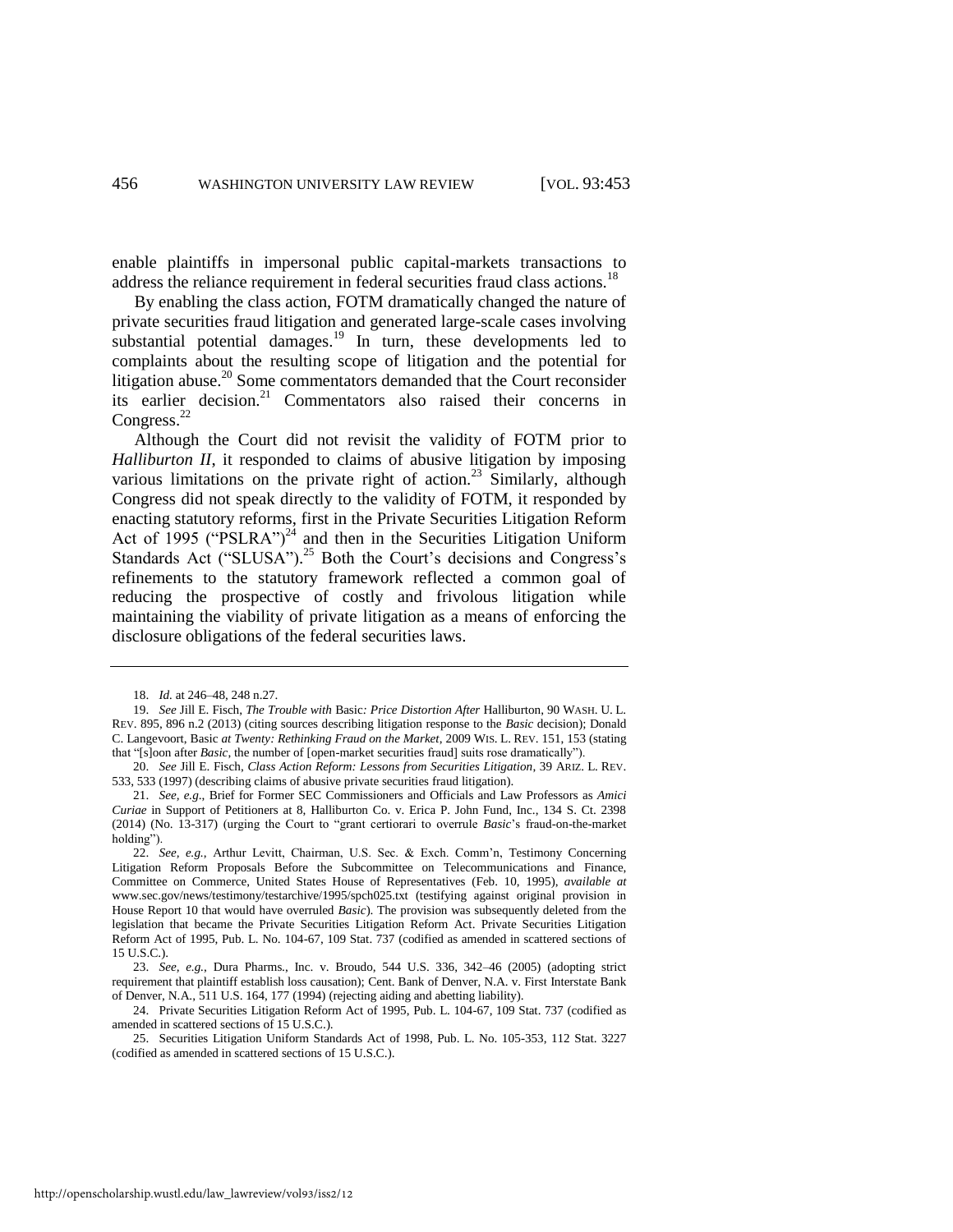enable plaintiffs in impersonal public capital-markets transactions to address the reliance requirement in federal securities fraud class actions.[18]

By enabling the class action, FOTM dramatically changed the nature of private securities fraud litigation and generated large-scale cases involving substantial potential damages.[19] In turn, these developments led to complaints about the resulting scope of litigation and the potential for litigation abuse.[20] Some commentators demanded that the Court reconsider its earlier decision.[21] Commentators also raised their concerns in Congress.[22]

Although the Court did not revisit the validity of FOTM prior to *Halliburton II*, it responded to claims of abusive litigation by imposing various limitations on the private right of action.[23] Similarly, although Congress did not speak directly to the validity of FOTM, it responded by enacting statutory reforms, first in the Private Securities Litigation Reform Act of 1995 ("PSLRA")[24] and then in the Securities Litigation Uniform Standards Act ("SLUSA").[25] Both the Court's decisions and Congress's refinements to the statutory framework reflected a common goal of reducing the prospective of costly and frivolous litigation while maintaining the viability of private litigation as a means of enforcing the disclosure obligations of the federal securities laws.

---

18. *Id.* at 246–48, 248 n.27.

19. *See* Jill E. Fisch, *The Trouble with* Basic*: Price Distortion After* Halliburton, 90 WASH. U. L. REV. 895, 896 n.2 (2013) (citing sources describing litigation response to the *Basic* decision); Donald C. Langevoort, Basic *at Twenty: Rethinking Fraud on the Market*, 2009 WIS. L. REV. 151, 153 (stating that "[s]oon after *Basic*, the number of [open-market securities fraud] suits rose dramatically").

20. *See* Jill E. Fisch, *Class Action Reform: Lessons from Securities Litigation*, 39 ARIZ. L. REV. 533, 533 (1997) (describing claims of abusive private securities fraud litigation).

21. *See, e.g.*, Brief for Former SEC Commissioners and Officials and Law Professors as *Amici Curiae* in Support of Petitioners at 8, Halliburton Co. v. Erica P. John Fund, Inc., 134 S. Ct. 2398 (2014) (No. 13-317) (urging the Court to "grant certiorari to overrule *Basic*'s fraud-on-the-market holding").

22. *See, e.g.*, Arthur Levitt, Chairman, U.S. Sec. & Exch. Comm'n, Testimony Concerning Litigation Reform Proposals Before the Subcommittee on Telecommunications and Finance, Committee on Commerce, United States House of Representatives (Feb. 10, 1995), *available at* www.sec.gov/news/testimony/testarchive/1995/spch025.txt (testifying against original provision in House Report 10 that would have overruled *Basic*). The provision was subsequently deleted from the legislation that became the Private Securities Litigation Reform Act. Private Securities Litigation Reform Act of 1995, Pub. L. No. 104-67, 109 Stat. 737 (codified as amended in scattered sections of 15 U.S.C.).

23. *See, e.g.*, Dura Pharms., Inc. v. Broudo, 544 U.S. 336, 342–46 (2005) (adopting strict requirement that plaintiff establish loss causation); Cent. Bank of Denver, N.A. v. First Interstate Bank of Denver, N.A., 511 U.S. 164, 177 (1994) (rejecting aiding and abetting liability).

24. Private Securities Litigation Reform Act of 1995, Pub. L. 104-67, 109 Stat. 737 (codified as amended in scattered sections of 15 U.S.C.).

25. Securities Litigation Uniform Standards Act of 1998, Pub. L. No. 105-353, 112 Stat. 3227 (codified as amended in scattered sections of 15 U.S.C.).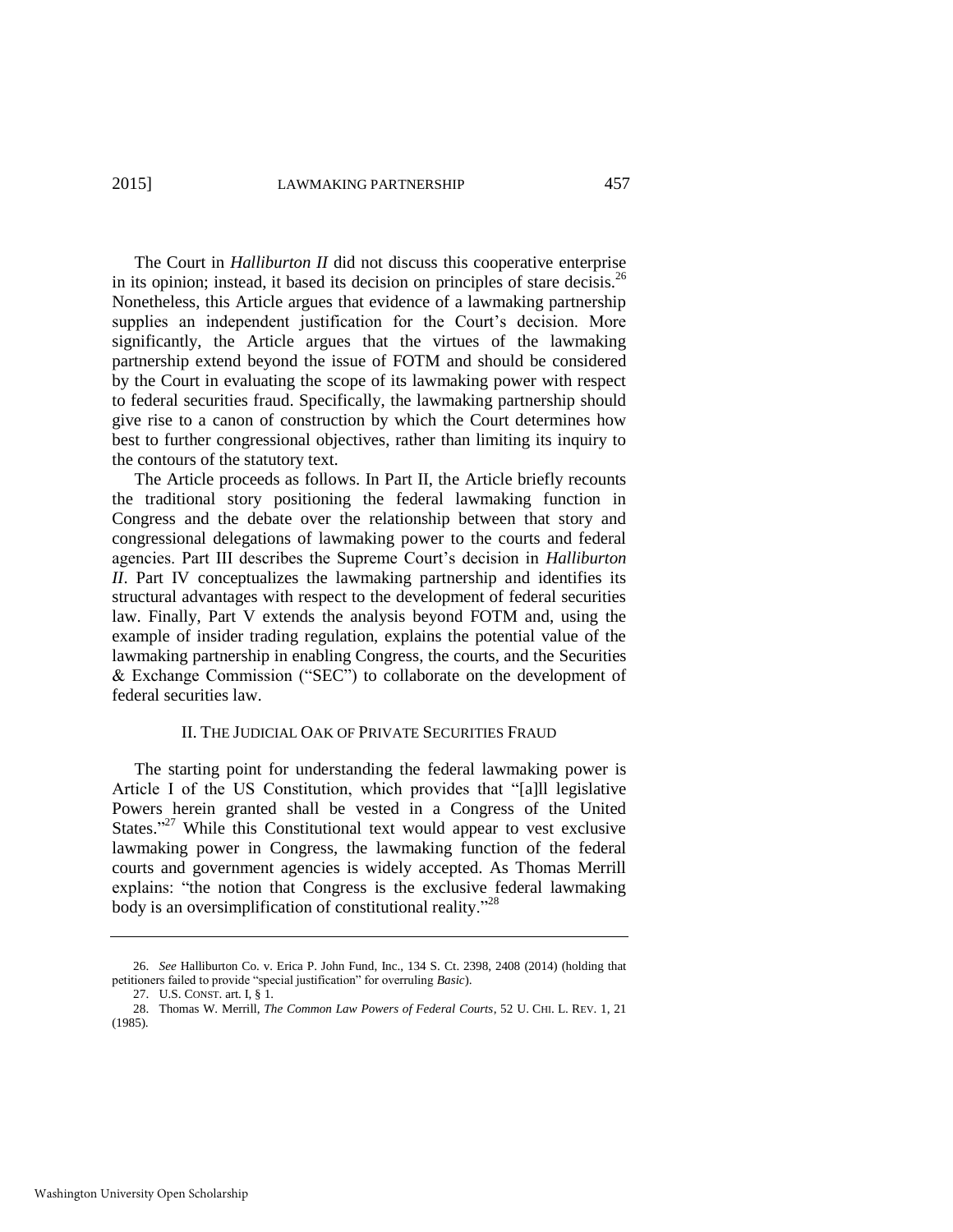The Court in *Halliburton II* did not discuss this cooperative enterprise in its opinion; instead, it based its decision on principles of stare decisis.[26] Nonetheless, this Article argues that evidence of a lawmaking partnership supplies an independent justification for the Court's decision. More significantly, the Article argues that the virtues of the lawmaking partnership extend beyond the issue of FOTM and should be considered by the Court in evaluating the scope of its lawmaking power with respect to federal securities fraud. Specifically, the lawmaking partnership should give rise to a canon of construction by which the Court determines how best to further congressional objectives, rather than limiting its inquiry to the contours of the statutory text.

The Article proceeds as follows. In Part II, the Article briefly recounts the traditional story positioning the federal lawmaking function in Congress and the debate over the relationship between that story and congressional delegations of lawmaking power to the courts and federal agencies. Part III describes the Supreme Court's decision in *Halliburton II*. Part IV conceptualizes the lawmaking partnership and identifies its structural advantages with respect to the development of federal securities law. Finally, Part V extends the analysis beyond FOTM and, using the example of insider trading regulation, explains the potential value of the lawmaking partnership in enabling Congress, the courts, and the Securities & Exchange Commission ("SEC") to collaborate on the development of federal securities law.

## II. The Judicial Oak of Private Securities Fraud

The starting point for understanding the federal lawmaking power is Article I of the US Constitution, which provides that "[a]ll legislative Powers herein granted shall be vested in a Congress of the United States."[27] While this Constitutional text would appear to vest exclusive lawmaking power in Congress, the lawmaking function of the federal courts and government agencies is widely accepted. As Thomas Merrill explains: "the notion that Congress is the exclusive federal lawmaking body is an oversimplification of constitutional reality."[28]

---

26. *See* Halliburton Co. v. Erica P. John Fund, Inc., 134 S. Ct. 2398, 2408 (2014) (holding that petitioners failed to provide "special justification" for overruling *Basic*).

27. U.S. Const. art. I, § 1.

28. Thomas W. Merrill, *The Common Law Powers of Federal Courts*, 52 U. Chi. L. Rev. 1, 21 (1985).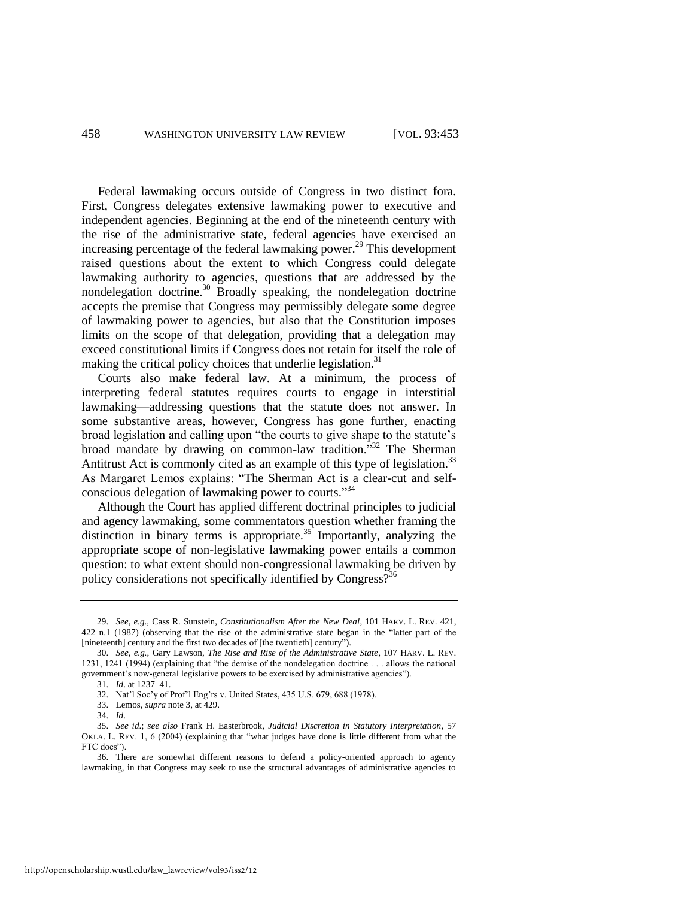Federal lawmaking occurs outside of Congress in two distinct fora. First, Congress delegates extensive lawmaking power to executive and independent agencies. Beginning at the end of the nineteenth century with the rise of the administrative state, federal agencies have exercised an increasing percentage of the federal lawmaking power.[29] This development raised questions about the extent to which Congress could delegate lawmaking authority to agencies, questions that are addressed by the nondelegation doctrine.[30] Broadly speaking, the nondelegation doctrine accepts the premise that Congress may permissibly delegate some degree of lawmaking power to agencies, but also that the Constitution imposes limits on the scope of that delegation, providing that a delegation may exceed constitutional limits if Congress does not retain for itself the role of making the critical policy choices that underlie legislation.[31]

Courts also make federal law. At a minimum, the process of interpreting federal statutes requires courts to engage in interstitial lawmaking—addressing questions that the statute does not answer. In some substantive areas, however, Congress has gone further, enacting broad legislation and calling upon "the courts to give shape to the statute's broad mandate by drawing on common-law tradition."[32] The Sherman Antitrust Act is commonly cited as an example of this type of legislation.[33] As Margaret Lemos explains: "The Sherman Act is a clear-cut and self-conscious delegation of lawmaking power to courts."[34]

Although the Court has applied different doctrinal principles to judicial and agency lawmaking, some commentators question whether framing the distinction in binary terms is appropriate.[35] Importantly, analyzing the appropriate scope of non-legislative lawmaking power entails a common question: to what extent should non-congressional lawmaking be driven by policy considerations not specifically identified by Congress?[36]

---

29. *See, e.g.*, Cass R. Sunstein, *Constitutionalism After the New Deal*, 101 HARV. L. REV. 421, 422 n.1 (1987) (observing that the rise of the administrative state began in the "latter part of the [nineteenth] century and the first two decades of [the twentieth] century").

30. *See, e.g.*, Gary Lawson, *The Rise and Rise of the Administrative State*, 107 HARV. L. REV. 1231, 1241 (1994) (explaining that "the demise of the nondelegation doctrine . . . allows the national government's now-general legislative powers to be exercised by administrative agencies").

31. *Id*. at 1237–41.

32. Nat'l Soc'y of Prof'l Eng'rs v. United States, 435 U.S. 679, 688 (1978).

33. Lemos, *supra* note 3, at 429.

34. *Id*.

35. *See id.*; *see also* Frank H. Easterbrook, *Judicial Discretion in Statutory Interpretation*, 57 OKLA. L. REV. 1, 6 (2004) (explaining that "what judges have done is little different from what the FTC does").

36. There are somewhat different reasons to defend a policy-oriented approach to agency lawmaking, in that Congress may seek to use the structural advantages of administrative agencies to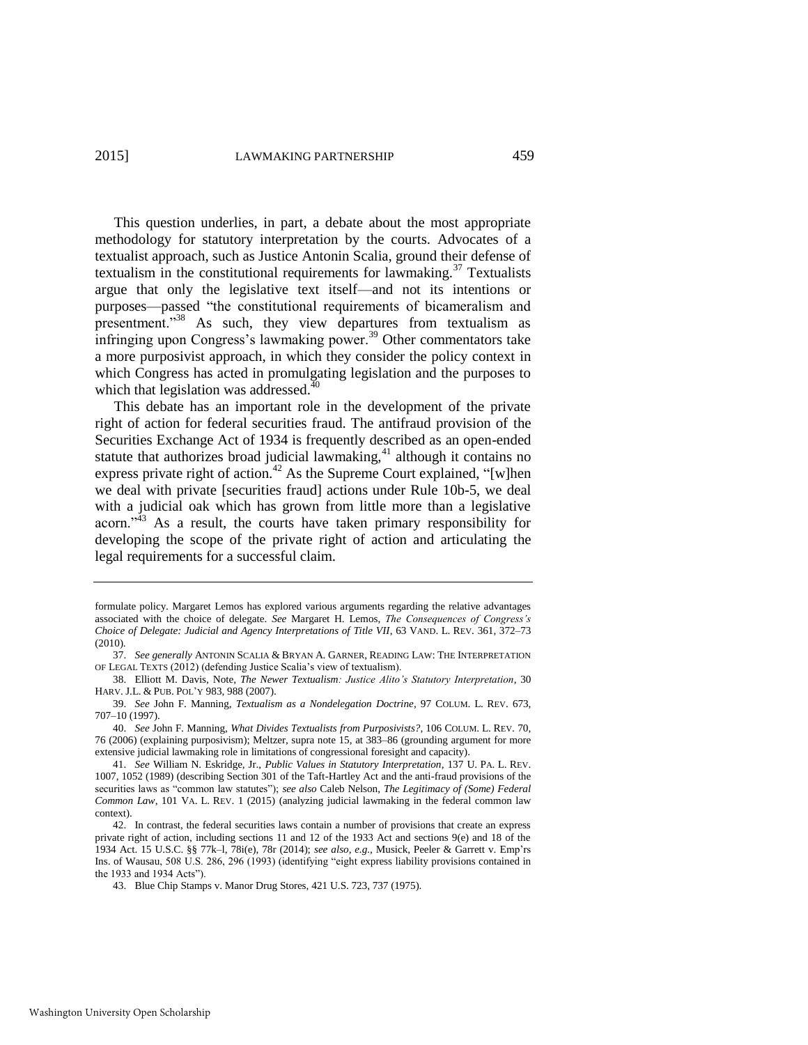This question underlies, in part, a debate about the most appropriate methodology for statutory interpretation by the courts. Advocates of a textualist approach, such as Justice Antonin Scalia, ground their defense of textualism in the constitutional requirements for lawmaking.[37] Textualists argue that only the legislative text itself—and not its intentions or purposes—passed "the constitutional requirements of bicameralism and presentment."[38] As such, they view departures from textualism as infringing upon Congress's lawmaking power.[39] Other commentators take a more purposivist approach, in which they consider the policy context in which Congress has acted in promulgating legislation and the purposes to which that legislation was addressed.[40]

This debate has an important role in the development of the private right of action for federal securities fraud. The antifraud provision of the Securities Exchange Act of 1934 is frequently described as an open-ended statute that authorizes broad judicial lawmaking,[41] although it contains no express private right of action.[42] As the Supreme Court explained, "[w]hen we deal with private [securities fraud] actions under Rule 10b-5, we deal with a judicial oak which has grown from little more than a legislative acorn."[43] As a result, the courts have taken primary responsibility for developing the scope of the private right of action and articulating the legal requirements for a successful claim.

---

formulate policy. Margaret Lemos has explored various arguments regarding the relative advantages associated with the choice of delegate. *See* Margaret H. Lemos, *The Consequences of Congress's Choice of Delegate: Judicial and Agency Interpretations of Title VII*, 63 VAND. L. REV. 361, 372–73 (2010).

37. *See generally* ANTONIN SCALIA & BRYAN A. GARNER, READING LAW: THE INTERPRETATION OF LEGAL TEXTS (2012) (defending Justice Scalia's view of textualism).

38. Elliott M. Davis, Note, *The Newer Textualism: Justice Alito's Statutory Interpretation*, 30 HARV. J.L. & PUB. POL'Y 983, 988 (2007).

39. *See* John F. Manning, *Textualism as a Nondelegation Doctrine*, 97 COLUM. L. REV. 673, 707–10 (1997).

40. *See* John F. Manning, *What Divides Textualists from Purposivists?*, 106 COLUM. L. REV. 70, 76 (2006) (explaining purposivism); Meltzer, supra note 15, at 383–86 (grounding argument for more extensive judicial lawmaking role in limitations of congressional foresight and capacity).

41. *See* William N. Eskridge, Jr., *Public Values in Statutory Interpretation*, 137 U. PA. L. REV. 1007, 1052 (1989) (describing Section 301 of the Taft-Hartley Act and the anti-fraud provisions of the securities laws as "common law statutes"); *see also* Caleb Nelson, *The Legitimacy of (Some) Federal Common Law*, 101 VA. L. REV. 1 (2015) (analyzing judicial lawmaking in the federal common law context).

42. In contrast, the federal securities laws contain a number of provisions that create an express private right of action, including sections 11 and 12 of the 1933 Act and sections 9(e) and 18 of the 1934 Act. 15 U.S.C. §§ 77k–l, 78i(e), 78r (2014); *see also, e.g.*, Musick, Peeler & Garrett v. Emp'rs Ins. of Wausau, 508 U.S. 286, 296 (1993) (identifying "eight express liability provisions contained in the 1933 and 1934 Acts").

43. Blue Chip Stamps v. Manor Drug Stores, 421 U.S. 723, 737 (1975).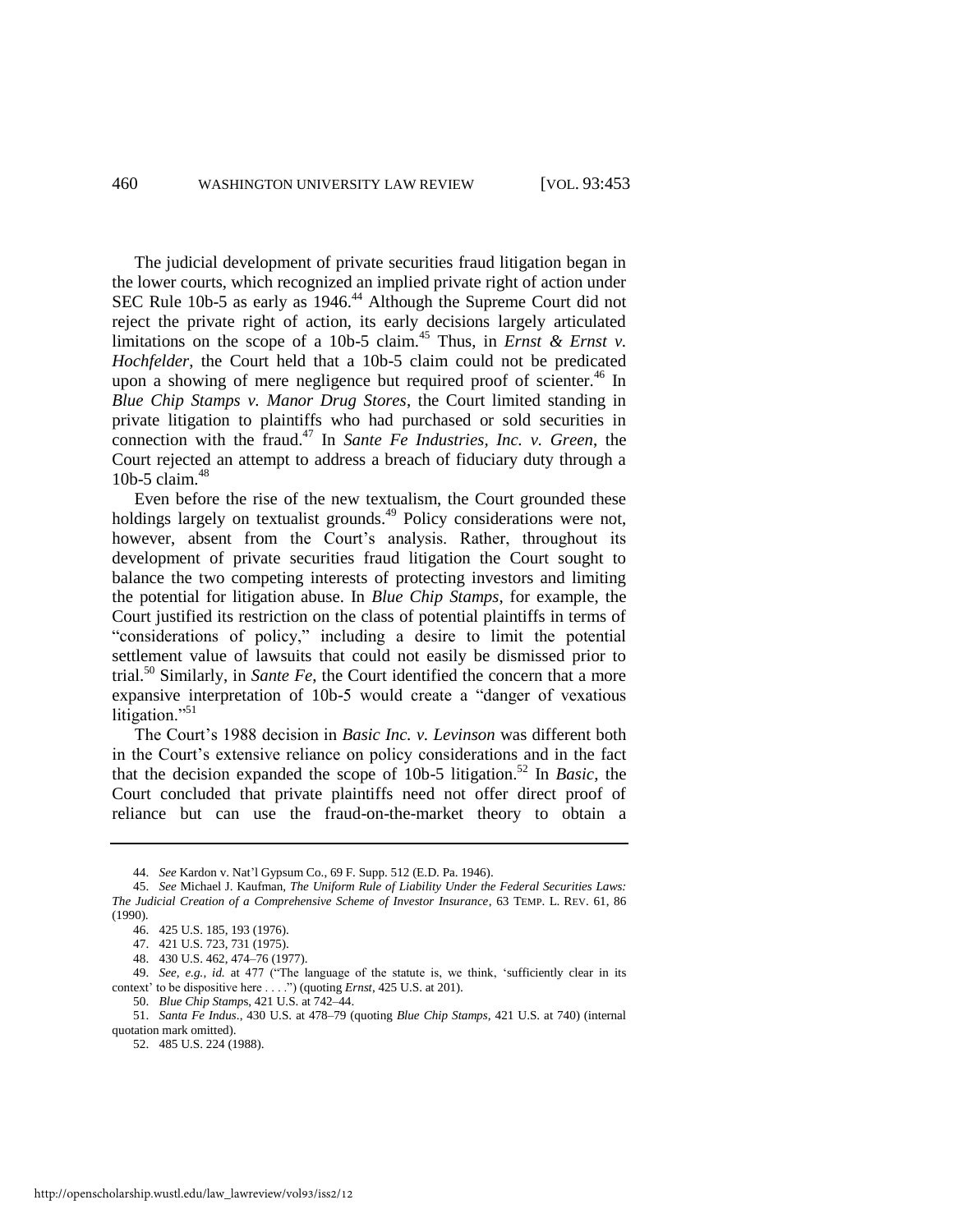The judicial development of private securities fraud litigation began in the lower courts, which recognized an implied private right of action under SEC Rule 10b-5 as early as 1946.[44] Although the Supreme Court did not reject the private right of action, its early decisions largely articulated limitations on the scope of a 10b-5 claim.[45] Thus, in *Ernst & Ernst v. Hochfelder*, the Court held that a 10b-5 claim could not be predicated upon a showing of mere negligence but required proof of scienter.[46] In *Blue Chip Stamps v. Manor Drug Stores*, the Court limited standing in private litigation to plaintiffs who had purchased or sold securities in connection with the fraud.[47] In *Sante Fe Industries, Inc. v. Green*, the Court rejected an attempt to address a breach of fiduciary duty through a 10b-5 claim.[48]

Even before the rise of the new textualism, the Court grounded these holdings largely on textualist grounds.[49] Policy considerations were not, however, absent from the Court's analysis. Rather, throughout its development of private securities fraud litigation the Court sought to balance the two competing interests of protecting investors and limiting the potential for litigation abuse. In *Blue Chip Stamps*, for example, the Court justified its restriction on the class of potential plaintiffs in terms of "considerations of policy," including a desire to limit the potential settlement value of lawsuits that could not easily be dismissed prior to trial.[50] Similarly, in *Sante Fe*, the Court identified the concern that a more expansive interpretation of 10b-5 would create a "danger of vexatious litigation."[51]

The Court's 1988 decision in *Basic Inc. v. Levinson* was different both in the Court's extensive reliance on policy considerations and in the fact that the decision expanded the scope of 10b-5 litigation.[52] In *Basic*, the Court concluded that private plaintiffs need not offer direct proof of reliance but can use the fraud-on-the-market theory to obtain a

---

44. *See* Kardon v. Nat'l Gypsum Co., 69 F. Supp. 512 (E.D. Pa. 1946).

45. *See* Michael J. Kaufman, *The Uniform Rule of Liability Under the Federal Securities Laws: The Judicial Creation of a Comprehensive Scheme of Investor Insurance*, 63 TEMP. L. REV. 61, 86 (1990).

46. 425 U.S. 185, 193 (1976).

47. 421 U.S. 723, 731 (1975).

48. 430 U.S. 462, 474–76 (1977).

49. *See, e.g.*, *id.* at 477 ("The language of the statute is, we think, 'sufficiently clear in its context' to be dispositive here . . . .") (quoting *Ernst*, 425 U.S. at 201).

50. *Blue Chip Stamps*, 421 U.S. at 742–44.

51. *Santa Fe Indus.*, 430 U.S. at 478–79 (quoting *Blue Chip Stamps*, 421 U.S. at 740) (internal quotation mark omitted).

52. 485 U.S. 224 (1988).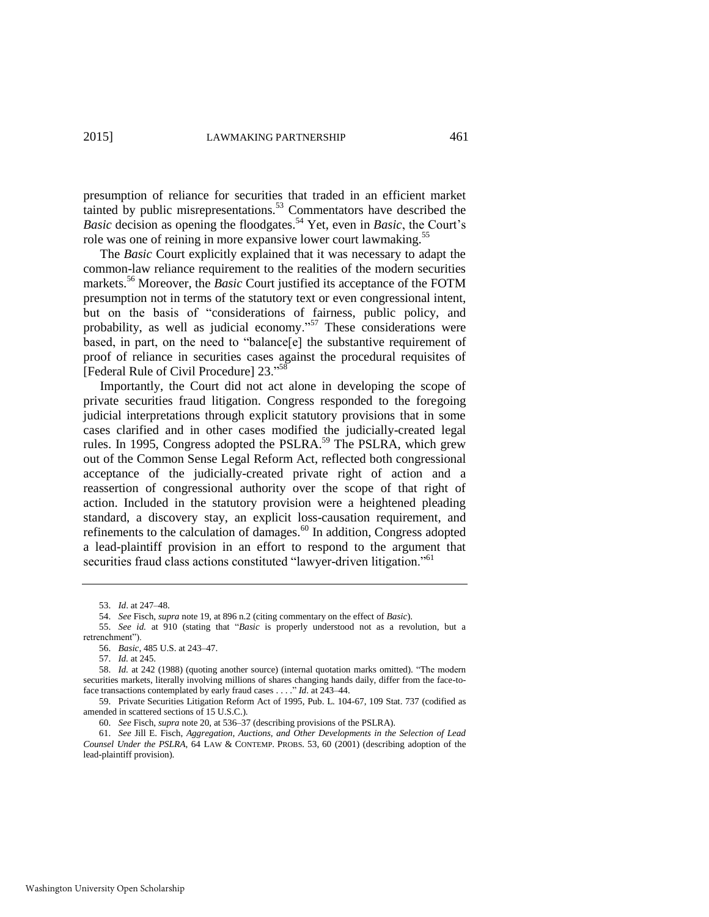presumption of reliance for securities that traded in an efficient market tainted by public misrepresentations.[53] Commentators have described the *Basic* decision as opening the floodgates.[54] Yet, even in *Basic*, the Court's role was one of reining in more expansive lower court lawmaking.[55]

The *Basic* Court explicitly explained that it was necessary to adapt the common-law reliance requirement to the realities of the modern securities markets.[56] Moreover, the *Basic* Court justified its acceptance of the FOTM presumption not in terms of the statutory text or even congressional intent, but on the basis of "considerations of fairness, public policy, and probability, as well as judicial economy."[57] These considerations were based, in part, on the need to "balance[e] the substantive requirement of proof of reliance in securities cases against the procedural requisites of [Federal Rule of Civil Procedure] 23."[58]

Importantly, the Court did not act alone in developing the scope of private securities fraud litigation. Congress responded to the foregoing judicial interpretations through explicit statutory provisions that in some cases clarified and in other cases modified the judicially-created legal rules. In 1995, Congress adopted the PSLRA.[59] The PSLRA, which grew out of the Common Sense Legal Reform Act, reflected both congressional acceptance of the judicially-created private right of action and a reassertion of congressional authority over the scope of that right of action. Included in the statutory provision were a heightened pleading standard, a discovery stay, an explicit loss-causation requirement, and refinements to the calculation of damages.[60] In addition, Congress adopted a lead-plaintiff provision in an effort to respond to the argument that securities fraud class actions constituted "lawyer-driven litigation."[61]

---

53. *Id.* at 247–48.

54. *See* Fisch, *supra* note 19, at 896 n.2 (citing commentary on the effect of *Basic*).

55. *See id.* at 910 (stating that "*Basic* is properly understood not as a revolution, but a retrenchment").

56. *Basic*, 485 U.S. at 243–47.

57. *Id.* at 245.

58. *Id.* at 242 (1988) (quoting another source) (internal quotation marks omitted). "The modern securities markets, literally involving millions of shares changing hands daily, differ from the face-to-face transactions contemplated by early fraud cases . . . ." *Id.* at 243–44.

59. Private Securities Litigation Reform Act of 1995, Pub. L. 104-67, 109 Stat. 737 (codified as amended in scattered sections of 15 U.S.C.).

60. *See* Fisch, *supra* note 20, at 536–37 (describing provisions of the PSLRA).

61. *See* Jill E. Fisch, *Aggregation, Auctions, and Other Developments in the Selection of Lead Counsel Under the PSLRA*, 64 LAW & CONTEMP. PROBS. 53, 60 (2001) (describing adoption of the lead-plaintiff provision).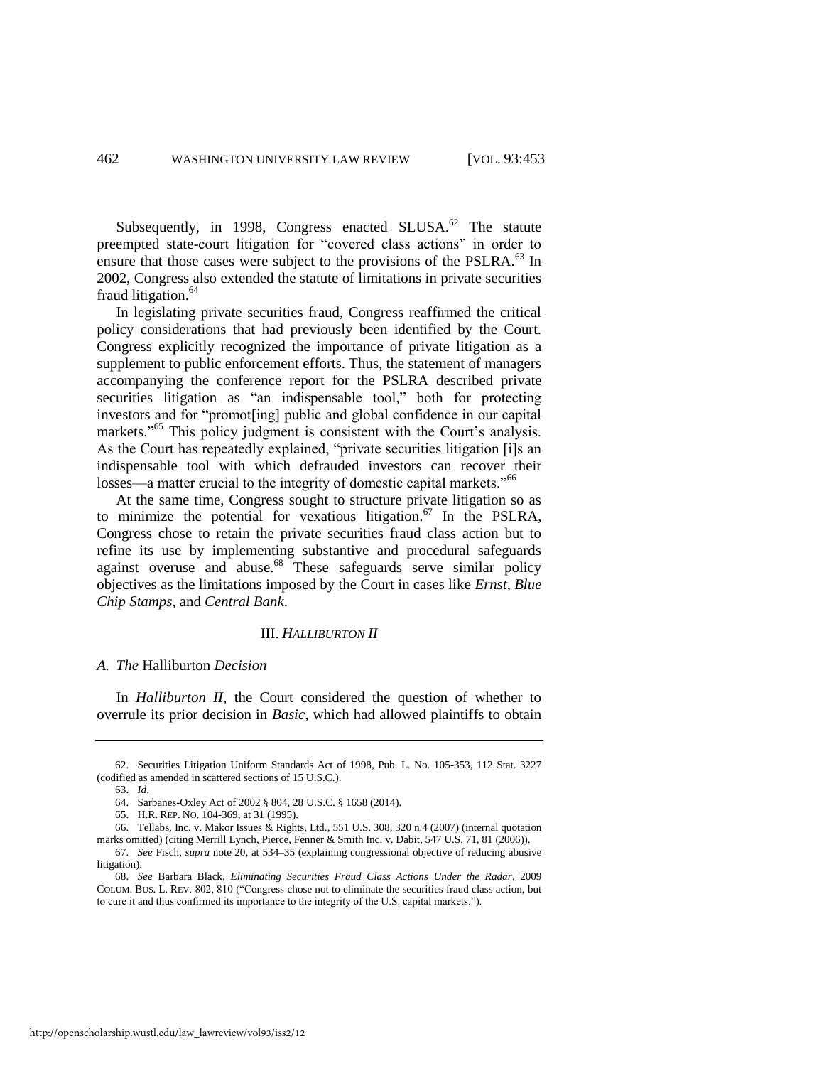Subsequently, in 1998, Congress enacted SLUSA.[62] The statute preempted state-court litigation for "covered class actions" in order to ensure that those cases were subject to the provisions of the PSLRA.[63] In 2002, Congress also extended the statute of limitations in private securities fraud litigation.[64]

In legislating private securities fraud, Congress reaffirmed the critical policy considerations that had previously been identified by the Court. Congress explicitly recognized the importance of private litigation as a supplement to public enforcement efforts. Thus, the statement of managers accompanying the conference report for the PSLRA described private securities litigation as "an indispensable tool," both for protecting investors and for "promot[ing] public and global confidence in our capital markets."[65] This policy judgment is consistent with the Court's analysis. As the Court has repeatedly explained, "private securities litigation [i]s an indispensable tool with which defrauded investors can recover their losses—a matter crucial to the integrity of domestic capital markets."[66]

At the same time, Congress sought to structure private litigation so as to minimize the potential for vexatious litigation.[67] In the PSLRA, Congress chose to retain the private securities fraud class action but to refine its use by implementing substantive and procedural safeguards against overuse and abuse.[68] These safeguards serve similar policy objectives as the limitations imposed by the Court in cases like *Ernst*, *Blue Chip Stamps*, and *Central Bank*.

## III. *HALLIBURTON II*

### *A. The* Halliburton *Decision*

In *Halliburton II*, the Court considered the question of whether to overrule its prior decision in *Basic*, which had allowed plaintiffs to obtain

---

62. Securities Litigation Uniform Standards Act of 1998, Pub. L. No. 105-353, 112 Stat. 3227 (codified as amended in scattered sections of 15 U.S.C.).

63. *Id*.

64. Sarbanes-Oxley Act of 2002 § 804, 28 U.S.C. § 1658 (2014).

65. H.R. REP. NO. 104-369, at 31 (1995).

66. Tellabs, Inc. v. Makor Issues & Rights, Ltd., 551 U.S. 308, 320 n.4 (2007) (internal quotation marks omitted) (citing Merrill Lynch, Pierce, Fenner & Smith Inc. v. Dabit, 547 U.S. 71, 81 (2006)).

67. *See* Fisch, *supra* note 20, at 534–35 (explaining congressional objective of reducing abusive litigation).

68. *See* Barbara Black, *Eliminating Securities Fraud Class Actions Under the Radar*, 2009 COLUM. BUS. L. REV. 802, 810 ("Congress chose not to eliminate the securities fraud class action, but to cure it and thus confirmed its importance to the integrity of the U.S. capital markets.").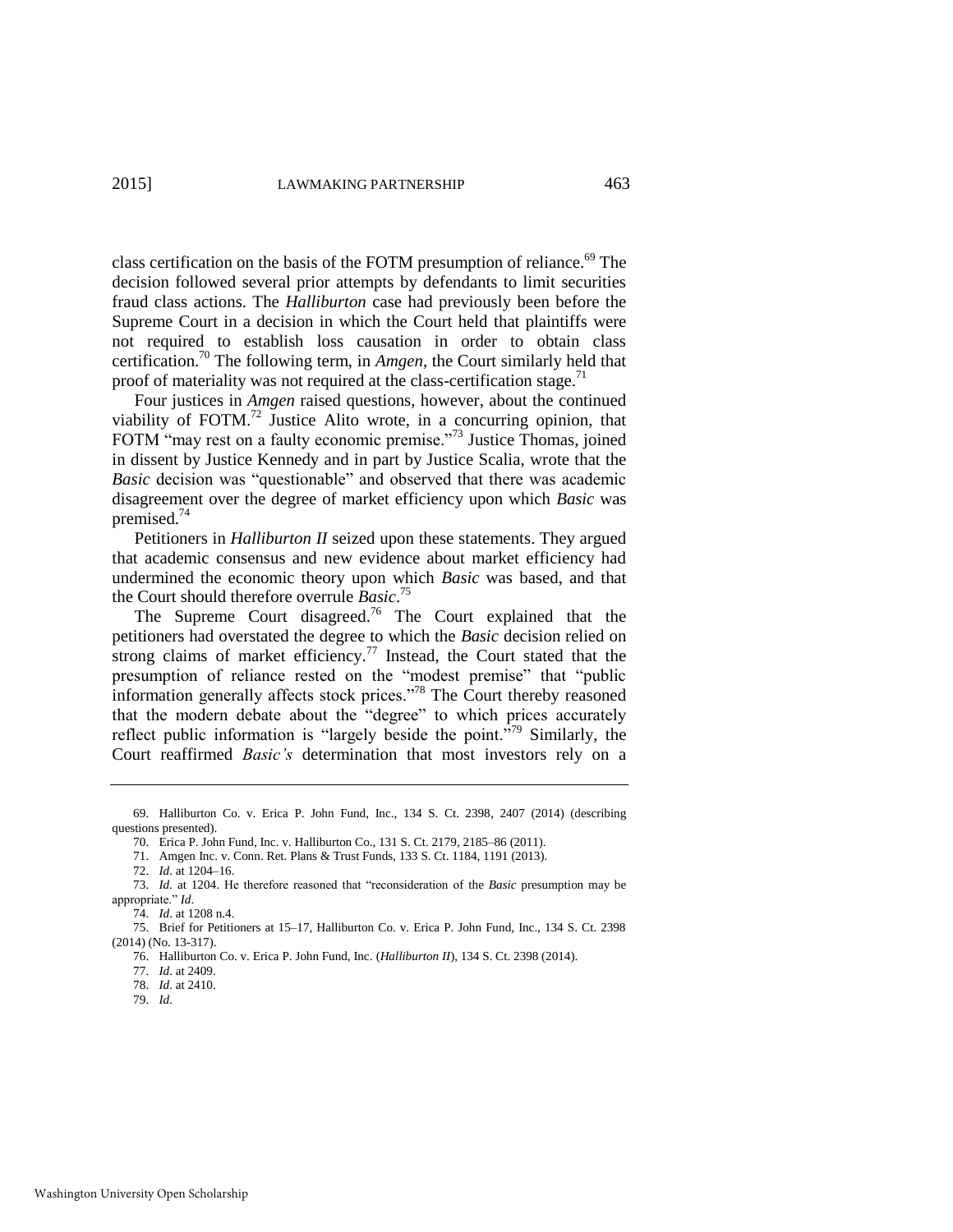class certification on the basis of the FOTM presumption of reliance.[69] The decision followed several prior attempts by defendants to limit securities fraud class actions. The *Halliburton* case had previously been before the Supreme Court in a decision in which the Court held that plaintiffs were not required to establish loss causation in order to obtain class certification.[70] The following term, in *Amgen*, the Court similarly held that proof of materiality was not required at the class-certification stage.[71]

Four justices in *Amgen* raised questions, however, about the continued viability of FOTM.[72] Justice Alito wrote, in a concurring opinion, that FOTM "may rest on a faulty economic premise."[73] Justice Thomas, joined in dissent by Justice Kennedy and in part by Justice Scalia, wrote that the *Basic* decision was "questionable" and observed that there was academic disagreement over the degree of market efficiency upon which *Basic* was premised.[74]

Petitioners in *Halliburton II* seized upon these statements. They argued that academic consensus and new evidence about market efficiency had undermined the economic theory upon which *Basic* was based, and that the Court should therefore overrule *Basic*.[75]

The Supreme Court disagreed.[76] The Court explained that the petitioners had overstated the degree to which the *Basic* decision relied on strong claims of market efficiency.[77] Instead, the Court stated that the presumption of reliance rested on the "modest premise" that "public information generally affects stock prices."[78] The Court thereby reasoned that the modern debate about the "degree" to which prices accurately reflect public information is "largely beside the point."[79] Similarly, the Court reaffirmed *Basic's* determination that most investors rely on a

69. Halliburton Co. v. Erica P. John Fund, Inc., 134 S. Ct. 2398, 2407 (2014) (describing questions presented).

70. Erica P. John Fund, Inc. v. Halliburton Co., 131 S. Ct. 2179, 2185–86 (2011).

71. Amgen Inc. v. Conn. Ret. Plans & Trust Funds, 133 S. Ct. 1184, 1191 (2013).

72. *Id*. at 1204–16.

73. *Id*. at 1204. He therefore reasoned that "reconsideration of the *Basic* presumption may be appropriate." *Id*.

74. *Id*. at 1208 n.4.

75. Brief for Petitioners at 15–17, Halliburton Co. v. Erica P. John Fund, Inc., 134 S. Ct. 2398 (2014) (No. 13-317).

76. Halliburton Co. v. Erica P. John Fund, Inc. (*Halliburton II*), 134 S. Ct. 2398 (2014).

77. *Id*. at 2409.

78. *Id*. at 2410.

79. *Id*.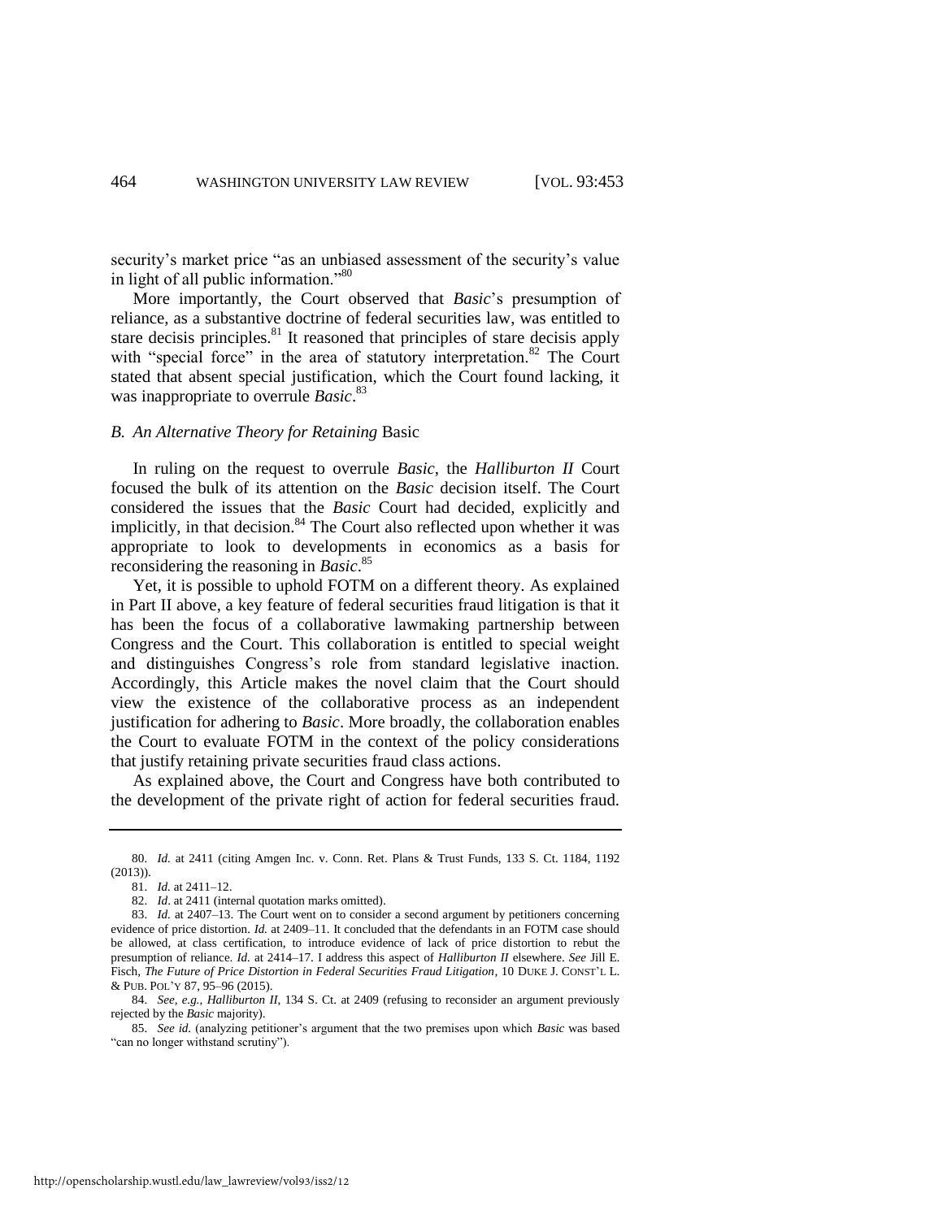security's market price "as an unbiased assessment of the security's value in light of all public information."[80]

More importantly, the Court observed that *Basic*'s presumption of reliance, as a substantive doctrine of federal securities law, was entitled to stare decisis principles.[81] It reasoned that principles of stare decisis apply with "special force" in the area of statutory interpretation.[82] The Court stated that absent special justification, which the Court found lacking, it was inappropriate to overrule *Basic*.[83]

### *B. An Alternative Theory for Retaining* Basic

In ruling on the request to overrule *Basic*, the *Halliburton II* Court focused the bulk of its attention on the *Basic* decision itself. The Court considered the issues that the *Basic* Court had decided, explicitly and implicitly, in that decision.[84] The Court also reflected upon whether it was appropriate to look to developments in economics as a basis for reconsidering the reasoning in *Basic*.[85]

Yet, it is possible to uphold FOTM on a different theory. As explained in Part II above, a key feature of federal securities fraud litigation is that it has been the focus of a collaborative lawmaking partnership between Congress and the Court. This collaboration is entitled to special weight and distinguishes Congress's role from standard legislative inaction. Accordingly, this Article makes the novel claim that the Court should view the existence of the collaborative process as an independent justification for adhering to *Basic*. More broadly, the collaboration enables the Court to evaluate FOTM in the context of the policy considerations that justify retaining private securities fraud class actions.

As explained above, the Court and Congress have both contributed to the development of the private right of action for federal securities fraud.

---

80. *Id.* at 2411 (citing Amgen Inc. v. Conn. Ret. Plans & Trust Funds, 133 S. Ct. 1184, 1192 (2013)).

81. *Id.* at 2411–12.

82. *Id.* at 2411 (internal quotation marks omitted).

83. *Id.* at 2407–13. The Court went on to consider a second argument by petitioners concerning evidence of price distortion. *Id.* at 2409–11. It concluded that the defendants in an FOTM case should be allowed, at class certification, to introduce evidence of lack of price distortion to rebut the presumption of reliance. *Id.* at 2414–17. I address this aspect of *Halliburton II* elsewhere. *See* Jill E. Fisch, *The Future of Price Distortion in Federal Securities Fraud Litigation*, 10 DUKE J. CONST'L L. & PUB. POL'Y 87, 95–96 (2015).

84. *See, e.g.*, *Halliburton II*, 134 S. Ct. at 2409 (refusing to reconsider an argument previously rejected by the *Basic* majority).

85. *See id.* (analyzing petitioner's argument that the two premises upon which *Basic* was based "can no longer withstand scrutiny").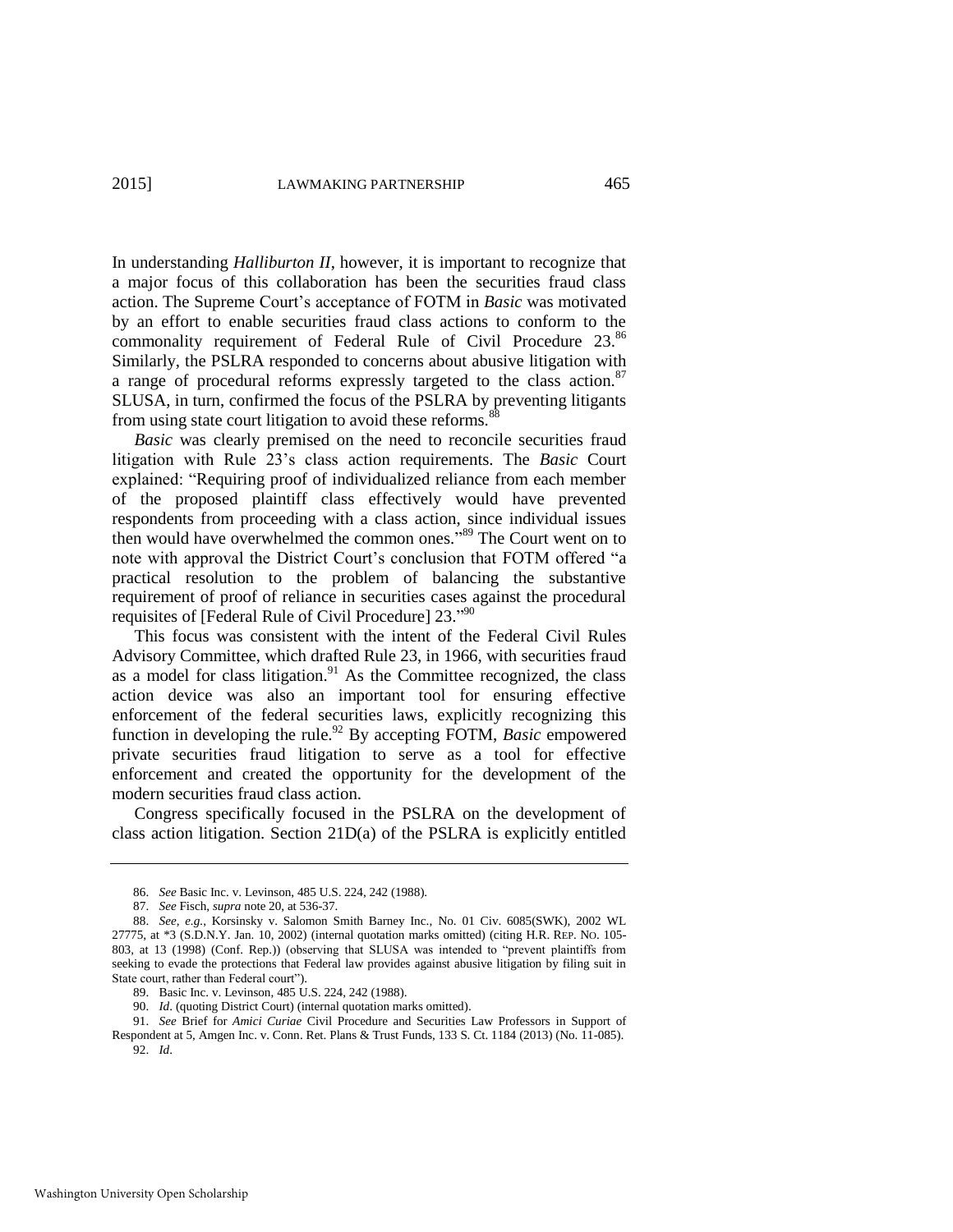In understanding *Halliburton II*, however, it is important to recognize that a major focus of this collaboration has been the securities fraud class action. The Supreme Court's acceptance of FOTM in *Basic* was motivated by an effort to enable securities fraud class actions to conform to the commonality requirement of Federal Rule of Civil Procedure 23.[86] Similarly, the PSLRA responded to concerns about abusive litigation with a range of procedural reforms expressly targeted to the class action.[87] SLUSA, in turn, confirmed the focus of the PSLRA by preventing litigants from using state court litigation to avoid these reforms.[88]

*Basic* was clearly premised on the need to reconcile securities fraud litigation with Rule 23's class action requirements. The *Basic* Court explained: "Requiring proof of individualized reliance from each member of the proposed plaintiff class effectively would have prevented respondents from proceeding with a class action, since individual issues then would have overwhelmed the common ones."[89] The Court went on to note with approval the District Court's conclusion that FOTM offered "a practical resolution to the problem of balancing the substantive requirement of proof of reliance in securities cases against the procedural requisites of [Federal Rule of Civil Procedure] 23."[90]

This focus was consistent with the intent of the Federal Civil Rules Advisory Committee, which drafted Rule 23, in 1966, with securities fraud as a model for class litigation.[91] As the Committee recognized, the class action device was also an important tool for ensuring effective enforcement of the federal securities laws, explicitly recognizing this function in developing the rule.[92] By accepting FOTM, *Basic* empowered private securities fraud litigation to serve as a tool for effective enforcement and created the opportunity for the development of the modern securities fraud class action.

Congress specifically focused in the PSLRA on the development of class action litigation. Section 21D(a) of the PSLRA is explicitly entitled

---

86. *See* Basic Inc. v. Levinson, 485 U.S. 224, 242 (1988).

87. *See* Fisch, *supra* note 20, at 536-37.

88. *See, e.g.*, Korsinsky v. Salomon Smith Barney Inc., No. 01 Civ. 6085(SWK), 2002 WL 27775, at *3 (S.D.N.Y. Jan. 10, 2002) (internal quotation marks omitted) (citing H.R. REP. NO. 105-803, at 13 (1998) (Conf. Rep.)) (observing that SLUSA was intended to "prevent plaintiffs from seeking to evade the protections that Federal law provides against abusive litigation by filing suit in State court, rather than Federal court").

89. Basic Inc. v. Levinson, 485 U.S. 224, 242 (1988).

90. *Id*. (quoting District Court) (internal quotation marks omitted).

91. *See* Brief for *Amici Curiae* Civil Procedure and Securities Law Professors in Support of Respondent at 5, Amgen Inc. v. Conn. Ret. Plans & Trust Funds, 133 S. Ct. 1184 (2013) (No. 11-085).

92. *Id*.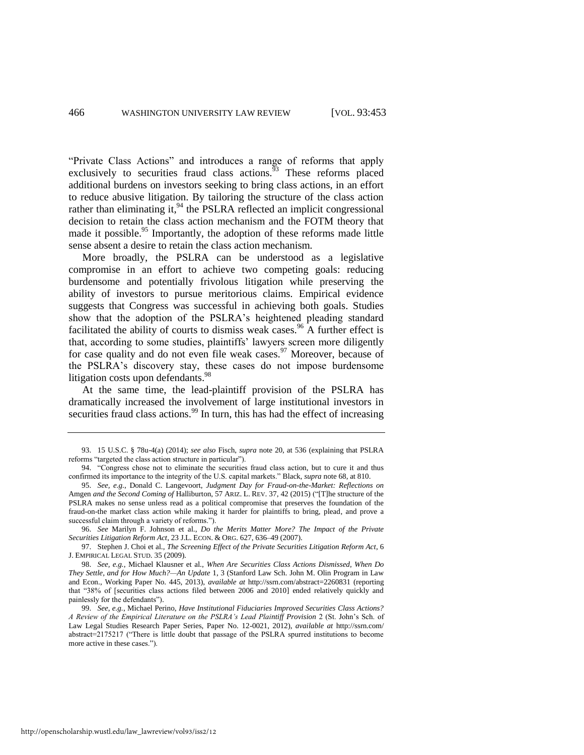"Private Class Actions" and introduces a range of reforms that apply exclusively to securities fraud class actions.[93] These reforms placed additional burdens on investors seeking to bring class actions, in an effort to reduce abusive litigation. By tailoring the structure of the class action rather than eliminating it,[94] the PSLRA reflected an implicit congressional decision to retain the class action mechanism and the FOTM theory that made it possible.[95] Importantly, the adoption of these reforms made little sense absent a desire to retain the class action mechanism.

More broadly, the PSLRA can be understood as a legislative compromise in an effort to achieve two competing goals: reducing burdensome and potentially frivolous litigation while preserving the ability of investors to pursue meritorious claims. Empirical evidence suggests that Congress was successful in achieving both goals. Studies show that the adoption of the PSLRA's heightened pleading standard facilitated the ability of courts to dismiss weak cases.[96] A further effect is that, according to some studies, plaintiffs' lawyers screen more diligently for case quality and do not even file weak cases.[97] Moreover, because of the PSLRA's discovery stay, these cases do not impose burdensome litigation costs upon defendants.[98]

At the same time, the lead-plaintiff provision of the PSLRA has dramatically increased the involvement of large institutional investors in securities fraud class actions.[99] In turn, this has had the effect of increasing

---

93. 15 U.S.C. § 78u-4(a) (2014); *see also* Fisch, *supra* note 20, at 536 (explaining that PSLRA reforms "targeted the class action structure in particular").

94. "Congress chose not to eliminate the securities fraud class action, but to cure it and thus confirmed its importance to the integrity of the U.S. capital markets." Black, *supra* note 68, at 810.

95. *See, e.g.*, Donald C. Langevoort, *Judgment Day for Fraud-on-the-Market: Reflections on* Amgen *and the Second Coming of* Halliburton, 57 ARIZ. L. REV. 37, 42 (2015) ("[T]he structure of the PSLRA makes no sense unless read as a political compromise that preserves the foundation of the fraud-on-the market class action while making it harder for plaintiffs to bring, plead, and prove a successful claim through a variety of reforms.").

96. *See* Marilyn F. Johnson et al., *Do the Merits Matter More? The Impact of the Private Securities Litigation Reform Act*, 23 J.L. ECON. & ORG. 627, 636–49 (2007).

97. Stephen J. Choi et al., *The Screening Effect of the Private Securities Litigation Reform Act*, 6 J. EMPIRICAL LEGAL STUD. 35 (2009).

98. *See, e.g.*, Michael Klausner et al., *When Are Securities Class Actions Dismissed, When Do They Settle, and for How Much?—An Update* 1, 3 (Stanford Law Sch. John M. Olin Program in Law and Econ., Working Paper No. 445, 2013), *available at* http://ssrn.com/abstract=2260831 (reporting that "38% of [securities class actions filed between 2006 and 2010] ended relatively quickly and painlessly for the defendants").

99. *See, e.g.*, Michael Perino, *Have Institutional Fiduciaries Improved Securities Class Actions? A Review of the Empirical Literature on the PSLRA's Lead Plaintiff Provision* 2 (St. John's Sch. of Law Legal Studies Research Paper Series, Paper No. 12-0021, 2012), *available at* http://ssrn.com/abstract=2175217 ("There is little doubt that passage of the PSLRA spurred institutions to become more active in these cases.").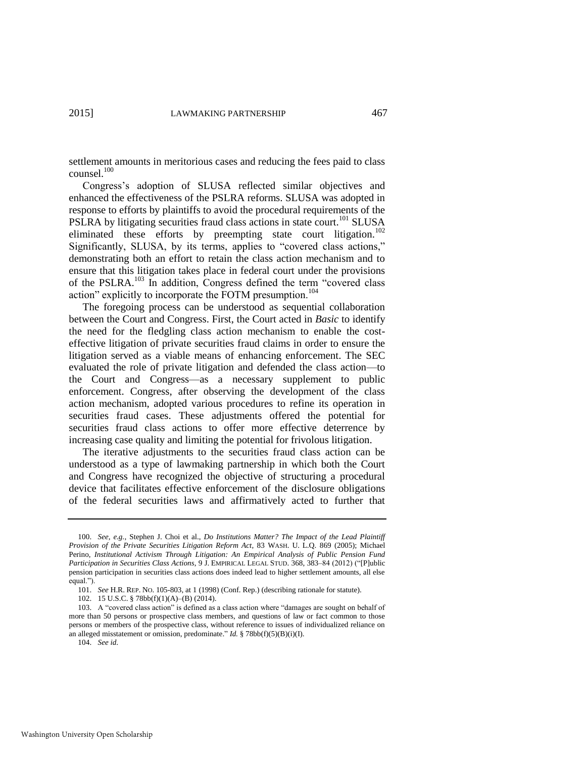settlement amounts in meritorious cases and reducing the fees paid to class counsel.[100]

Congress's adoption of SLUSA reflected similar objectives and enhanced the effectiveness of the PSLRA reforms. SLUSA was adopted in response to efforts by plaintiffs to avoid the procedural requirements of the PSLRA by litigating securities fraud class actions in state court.[101] SLUSA eliminated these efforts by preempting state court litigation.[102] Significantly, SLUSA, by its terms, applies to "covered class actions," demonstrating both an effort to retain the class action mechanism and to ensure that this litigation takes place in federal court under the provisions of the PSLRA.[103] In addition, Congress defined the term "covered class action" explicitly to incorporate the FOTM presumption.[104]

The foregoing process can be understood as sequential collaboration between the Court and Congress. First, the Court acted in *Basic* to identify the need for the fledgling class action mechanism to enable the cost-effective litigation of private securities fraud claims in order to ensure the litigation served as a viable means of enhancing enforcement. The SEC evaluated the role of private litigation and defended the class action—to the Court and Congress—as a necessary supplement to public enforcement. Congress, after observing the development of the class action mechanism, adopted various procedures to refine its operation in securities fraud cases. These adjustments offered the potential for securities fraud class actions to offer more effective deterrence by increasing case quality and limiting the potential for frivolous litigation.

The iterative adjustments to the securities fraud class action can be understood as a type of lawmaking partnership in which both the Court and Congress have recognized the objective of structuring a procedural device that facilitates effective enforcement of the disclosure obligations of the federal securities laws and affirmatively acted to further that

---

100. *See, e.g.*, Stephen J. Choi et al., *Do Institutions Matter? The Impact of the Lead Plaintiff Provision of the Private Securities Litigation Reform Act*, 83 WASH. U. L.Q. 869 (2005); Michael Perino, *Institutional Activism Through Litigation: An Empirical Analysis of Public Pension Fund Participation in Securities Class Actions*, 9 J. EMPIRICAL LEGAL STUD. 368, 383–84 (2012) ("[P]ublic pension participation in securities class actions does indeed lead to higher settlement amounts, all else equal.").

101. *See* H.R. REP. NO. 105-803, at 1 (1998) (Conf. Rep.) (describing rationale for statute).

102. 15 U.S.C. § 78bb(f)(1)(A)–(B) (2014).

103. A "covered class action" is defined as a class action where "damages are sought on behalf of more than 50 persons or prospective class members, and questions of law or fact common to those persons or members of the prospective class, without reference to issues of individualized reliance on an alleged misstatement or omission, predominate." *Id.* § 78bb(f)(5)(B)(i)(I).

104. *See id.*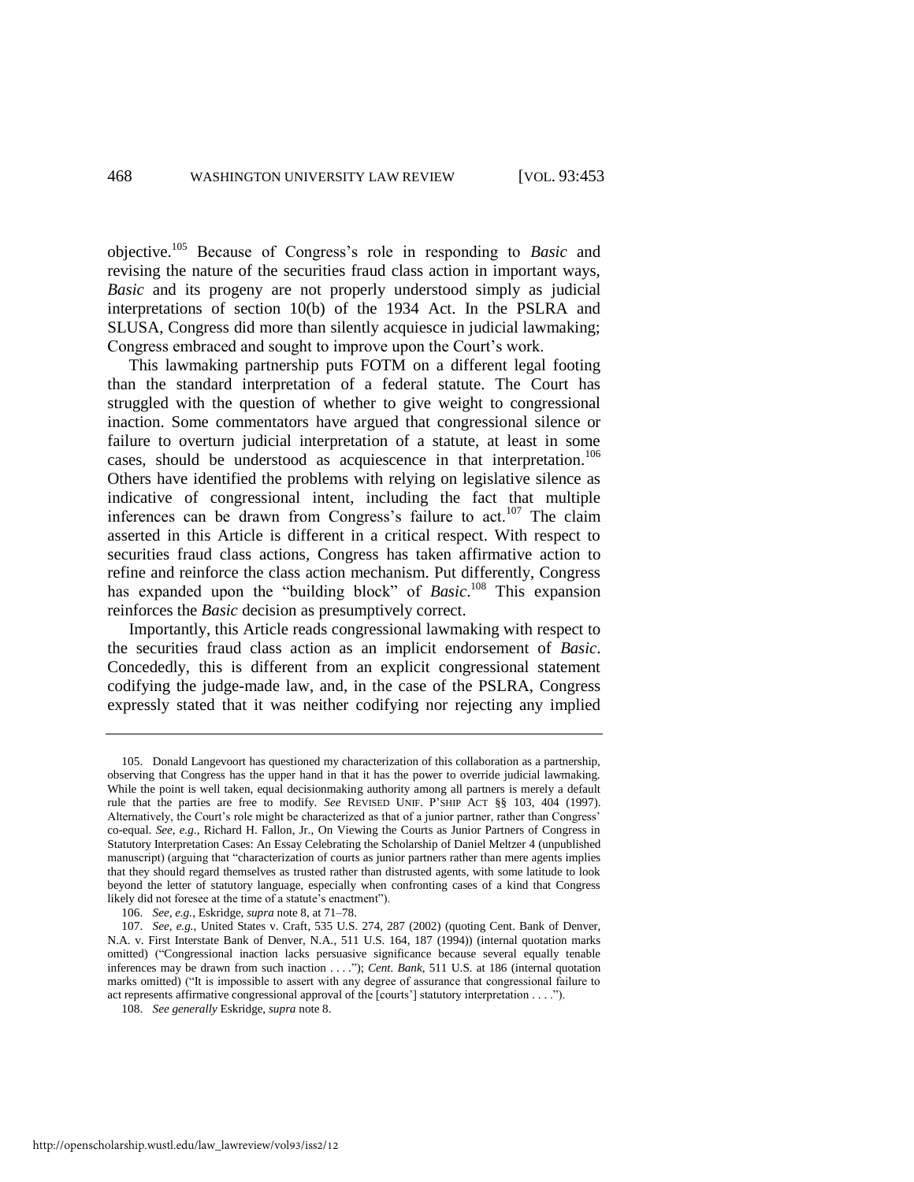objective.[105] Because of Congress's role in responding to *Basic* and revising the nature of the securities fraud class action in important ways, *Basic* and its progeny are not properly understood simply as judicial interpretations of section 10(b) of the 1934 Act. In the PSLRA and SLUSA, Congress did more than silently acquiesce in judicial lawmaking; Congress embraced and sought to improve upon the Court's work.

This lawmaking partnership puts FOTM on a different legal footing than the standard interpretation of a federal statute. The Court has struggled with the question of whether to give weight to congressional inaction. Some commentators have argued that congressional silence or failure to overturn judicial interpretation of a statute, at least in some cases, should be understood as acquiescence in that interpretation.[106] Others have identified the problems with relying on legislative silence as indicative of congressional intent, including the fact that multiple inferences can be drawn from Congress's failure to act.[107] The claim asserted in this Article is different in a critical respect. With respect to securities fraud class actions, Congress has taken affirmative action to refine and reinforce the class action mechanism. Put differently, Congress has expanded upon the "building block" of *Basic*.[108] This expansion reinforces the *Basic* decision as presumptively correct.

Importantly, this Article reads congressional lawmaking with respect to the securities fraud class action as an implicit endorsement of *Basic*. Concededly, this is different from an explicit congressional statement codifying the judge-made law, and, in the case of the PSLRA, Congress expressly stated that it was neither codifying nor rejecting any implied

---

105. Donald Langevoort has questioned my characterization of this collaboration as a partnership, observing that Congress has the upper hand in that it has the power to override judicial lawmaking. While the point is well taken, equal decisionmaking authority among all partners is merely a default rule that the parties are free to modify. *See* REVISED UNIF. P'SHIP ACT §§ 103, 404 (1997). Alternatively, the Court's role might be characterized as that of a junior partner, rather than Congress' co-equal. *See, e.g.*, Richard H. Fallon, Jr., On Viewing the Courts as Junior Partners of Congress in Statutory Interpretation Cases: An Essay Celebrating the Scholarship of Daniel Meltzer 4 (unpublished manuscript) (arguing that "characterization of courts as junior partners rather than mere agents implies that they should regard themselves as trusted rather than distrusted agents, with some latitude to look beyond the letter of statutory language, especially when confronting cases of a kind that Congress likely did not foresee at the time of a statute's enactment").

106. *See, e.g.*, Eskridge, *supra* note 8, at 71–78.

107. *See, e.g.*, United States v. Craft, 535 U.S. 274, 287 (2002) (quoting Cent. Bank of Denver, N.A. v. First Interstate Bank of Denver, N.A., 511 U.S. 164, 187 (1994)) (internal quotation marks omitted) ("Congressional inaction lacks persuasive significance because several equally tenable inferences may be drawn from such inaction . . . ."); *Cent. Bank*, 511 U.S. at 186 (internal quotation marks omitted) ("It is impossible to assert with any degree of assurance that congressional failure to act represents affirmative congressional approval of the [courts'] statutory interpretation . . . .").

108. *See generally* Eskridge, *supra* note 8.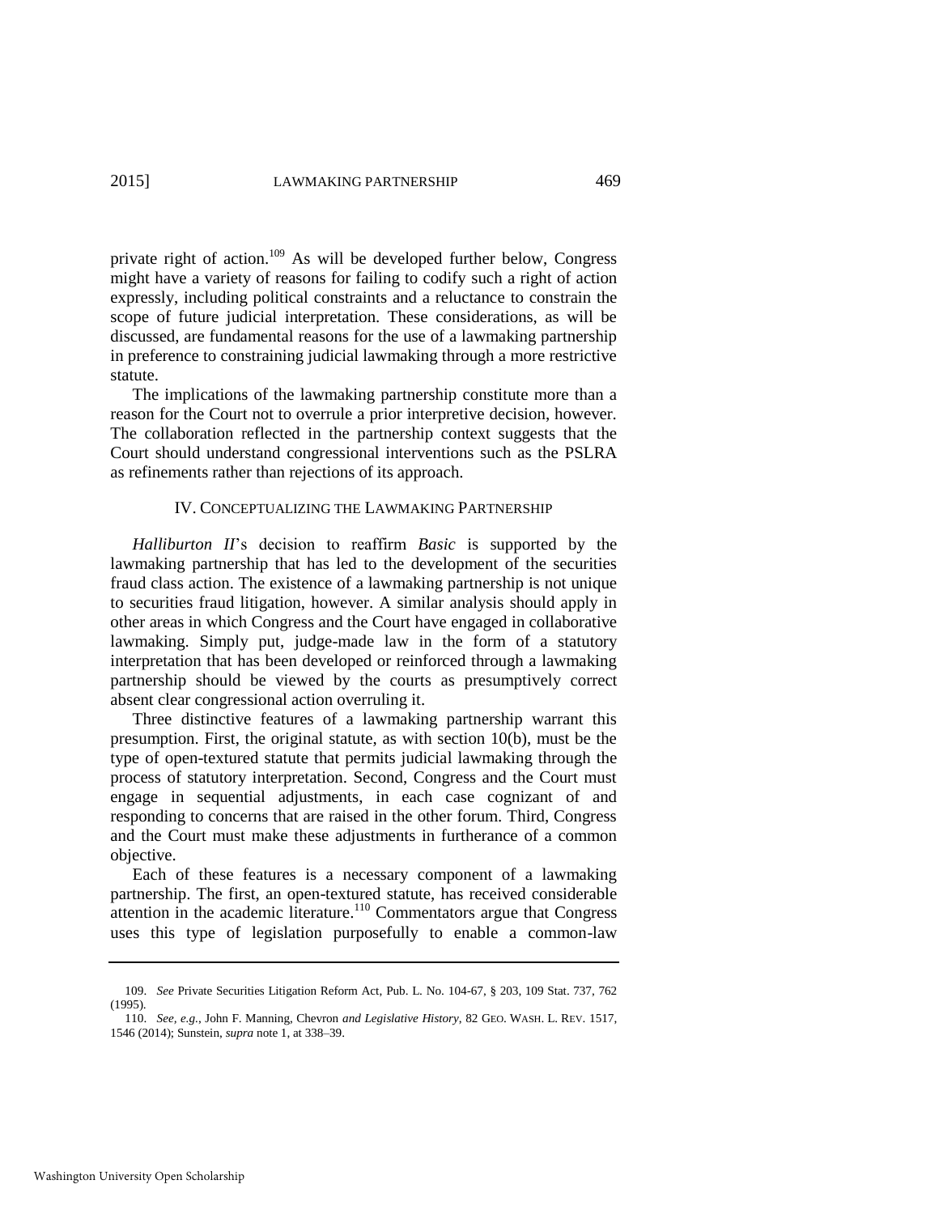private right of action.[109] As will be developed further below, Congress might have a variety of reasons for failing to codify such a right of action expressly, including political constraints and a reluctance to constrain the scope of future judicial interpretation. These considerations, as will be discussed, are fundamental reasons for the use of a lawmaking partnership in preference to constraining judicial lawmaking through a more restrictive statute.

The implications of the lawmaking partnership constitute more than a reason for the Court not to overrule a prior interpretive decision, however. The collaboration reflected in the partnership context suggests that the Court should understand congressional interventions such as the PSLRA as refinements rather than rejections of its approach.

## IV. CONCEPTUALIZING THE LAWMAKING PARTNERSHIP

*Halliburton II*'s decision to reaffirm *Basic* is supported by the lawmaking partnership that has led to the development of the securities fraud class action. The existence of a lawmaking partnership is not unique to securities fraud litigation, however. A similar analysis should apply in other areas in which Congress and the Court have engaged in collaborative lawmaking. Simply put, judge-made law in the form of a statutory interpretation that has been developed or reinforced through a lawmaking partnership should be viewed by the courts as presumptively correct absent clear congressional action overruling it.

Three distinctive features of a lawmaking partnership warrant this presumption. First, the original statute, as with section 10(b), must be the type of open-textured statute that permits judicial lawmaking through the process of statutory interpretation. Second, Congress and the Court must engage in sequential adjustments, in each case cognizant of and responding to concerns that are raised in the other forum. Third, Congress and the Court must make these adjustments in furtherance of a common objective.

Each of these features is a necessary component of a lawmaking partnership. The first, an open-textured statute, has received considerable attention in the academic literature.[110] Commentators argue that Congress uses this type of legislation purposefully to enable a common-law

---

109. *See* Private Securities Litigation Reform Act, Pub. L. No. 104-67, § 203, 109 Stat. 737, 762 (1995).

110. *See, e.g.*, John F. Manning, Chevron *and Legislative History*, 82 GEO. WASH. L. REV. 1517, 1546 (2014); Sunstein, *supra* note 1, at 338–39.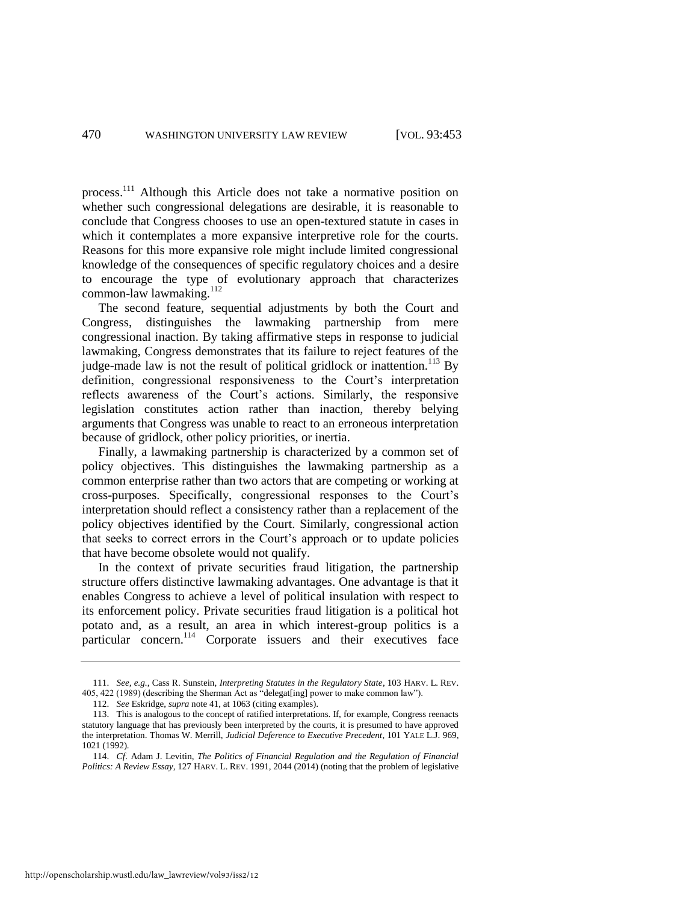process.[111] Although this Article does not take a normative position on whether such congressional delegations are desirable, it is reasonable to conclude that Congress chooses to use an open-textured statute in cases in which it contemplates a more expansive interpretive role for the courts. Reasons for this more expansive role might include limited congressional knowledge of the consequences of specific regulatory choices and a desire to encourage the type of evolutionary approach that characterizes common-law lawmaking.[112]

The second feature, sequential adjustments by both the Court and Congress, distinguishes the lawmaking partnership from mere congressional inaction. By taking affirmative steps in response to judicial lawmaking, Congress demonstrates that its failure to reject features of the judge-made law is not the result of political gridlock or inattention.[113] By definition, congressional responsiveness to the Court's interpretation reflects awareness of the Court's actions. Similarly, the responsive legislation constitutes action rather than inaction, thereby belying arguments that Congress was unable to react to an erroneous interpretation because of gridlock, other policy priorities, or inertia.

Finally, a lawmaking partnership is characterized by a common set of policy objectives. This distinguishes the lawmaking partnership as a common enterprise rather than two actors that are competing or working at cross-purposes. Specifically, congressional responses to the Court's interpretation should reflect a consistency rather than a replacement of the policy objectives identified by the Court. Similarly, congressional action that seeks to correct errors in the Court's approach or to update policies that have become obsolete would not qualify.

In the context of private securities fraud litigation, the partnership structure offers distinctive lawmaking advantages. One advantage is that it enables Congress to achieve a level of political insulation with respect to its enforcement policy. Private securities fraud litigation is a political hot potato and, as a result, an area in which interest-group politics is a particular concern.[114] Corporate issuers and their executives face

---

111. *See, e.g.*, Cass R. Sunstein, *Interpreting Statutes in the Regulatory State*, 103 HARV. L. REV. 405, 422 (1989) (describing the Sherman Act as "delegat[ing] power to make common law").

112. *See* Eskridge, *supra* note 41, at 1063 (citing examples).

113. This is analogous to the concept of ratified interpretations. If, for example, Congress reenacts statutory language that has previously been interpreted by the courts, it is presumed to have approved the interpretation. Thomas W. Merrill, *Judicial Deference to Executive Precedent*, 101 YALE L.J. 969, 1021 (1992).

114. *Cf.* Adam J. Levitin, *The Politics of Financial Regulation and the Regulation of Financial Politics: A Review Essay*, 127 HARV. L. REV. 1991, 2044 (2014) (noting that the problem of legislative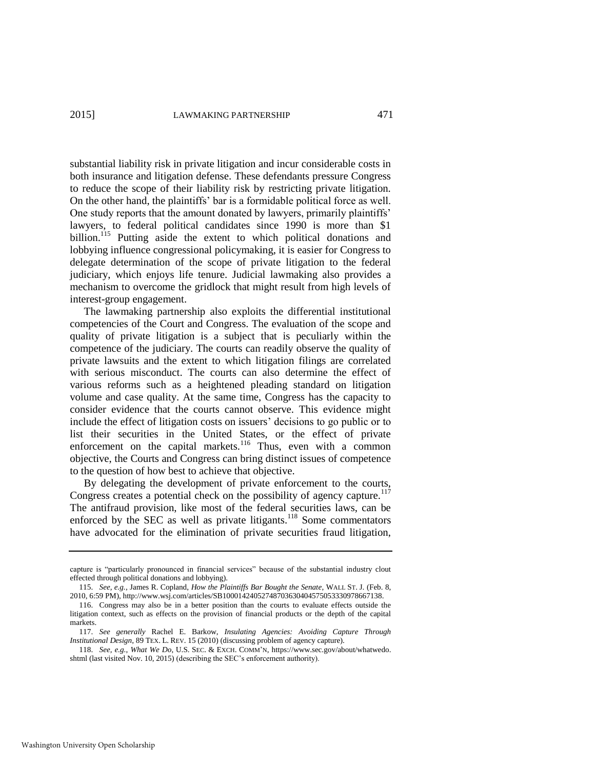substantial liability risk in private litigation and incur considerable costs in both insurance and litigation defense. These defendants pressure Congress to reduce the scope of their liability risk by restricting private litigation. On the other hand, the plaintiffs' bar is a formidable political force as well. One study reports that the amount donated by lawyers, primarily plaintiffs' lawyers, to federal political candidates since 1990 is more than $1 billion.[115] Putting aside the extent to which political donations and lobbying influence congressional policymaking, it is easier for Congress to delegate determination of the scope of private litigation to the federal judiciary, which enjoys life tenure. Judicial lawmaking also provides a mechanism to overcome the gridlock that might result from high levels of interest-group engagement.

The lawmaking partnership also exploits the differential institutional competencies of the Court and Congress. The evaluation of the scope and quality of private litigation is a subject that is peculiarly within the competence of the judiciary. The courts can readily observe the quality of private lawsuits and the extent to which litigation filings are correlated with serious misconduct. The courts can also determine the effect of various reforms such as a heightened pleading standard on litigation volume and case quality. At the same time, Congress has the capacity to consider evidence that the courts cannot observe. This evidence might include the effect of litigation costs on issuers' decisions to go public or to list their securities in the United States, or the effect of private enforcement on the capital markets.[116] Thus, even with a common objective, the Courts and Congress can bring distinct issues of competence to the question of how best to achieve that objective.

By delegating the development of private enforcement to the courts, Congress creates a potential check on the possibility of agency capture.[117] The antifraud provision, like most of the federal securities laws, can be enforced by the SEC as well as private litigants.[118] Some commentators have advocated for the elimination of private securities fraud litigation,

---

capture is "particularly pronounced in financial services" because of the substantial industry clout effected through political donations and lobbying).

115. *See, e.g.*, James R. Copland, *How the Plaintiffs Bar Bought the Senate*, WALL ST. J. (Feb. 8, 2010, 6:59 PM), http://www.wsj.com/articles/SB10001424052748703630404575053330978667138.

116. Congress may also be in a better position than the courts to evaluate effects outside the litigation context, such as effects on the provision of financial products or the depth of the capital markets.

117. *See generally* Rachel E. Barkow, *Insulating Agencies: Avoiding Capture Through Institutional Design*, 89 TEX. L. REV. 15 (2010) (discussing problem of agency capture).

118. *See, e.g.*, *What We Do*, U.S. SEC. & EXCH. COMM'N, https://www.sec.gov/about/whatwedo.shtml (last visited Nov. 10, 2015) (describing the SEC's enforcement authority).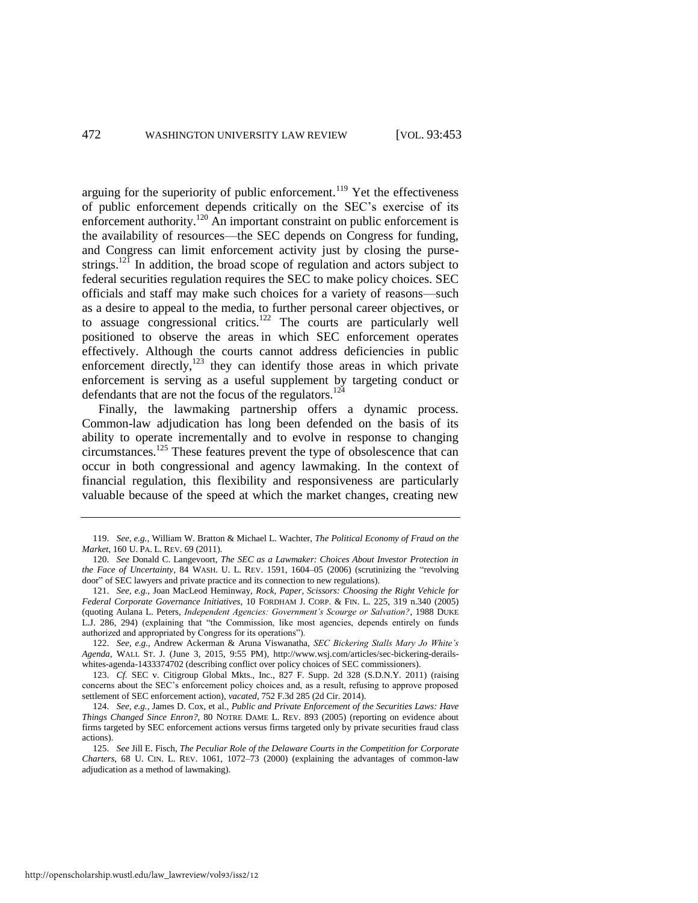arguing for the superiority of public enforcement.[119] Yet the effectiveness of public enforcement depends critically on the SEC's exercise of its enforcement authority.[120] An important constraint on public enforcement is the availability of resources—the SEC depends on Congress for funding, and Congress can limit enforcement activity just by closing the purse-strings.[121] In addition, the broad scope of regulation and actors subject to federal securities regulation requires the SEC to make policy choices. SEC officials and staff may make such choices for a variety of reasons—such as a desire to appeal to the media, to further personal career objectives, or to assuage congressional critics.[122] The courts are particularly well positioned to observe the areas in which SEC enforcement operates effectively. Although the courts cannot address deficiencies in public enforcement directly,[123] they can identify those areas in which private enforcement is serving as a useful supplement by targeting conduct or defendants that are not the focus of the regulators.[124]

Finally, the lawmaking partnership offers a dynamic process. Common-law adjudication has long been defended on the basis of its ability to operate incrementally and to evolve in response to changing circumstances.[125] These features prevent the type of obsolescence that can occur in both congressional and agency lawmaking. In the context of financial regulation, this flexibility and responsiveness are particularly valuable because of the speed at which the market changes, creating new

---

119. *See, e.g.*, William W. Bratton & Michael L. Wachter, *The Political Economy of Fraud on the Market*, 160 U. PA. L. REV. 69 (2011).

120. *See* Donald C. Langevoort, *The SEC as a Lawmaker: Choices About Investor Protection in the Face of Uncertainty*, 84 WASH. U. L. REV. 1591, 1604–05 (2006) (scrutinizing the "revolving door" of SEC lawyers and private practice and its connection to new regulations).

121. *See, e.g.*, Joan MacLeod Heminway, *Rock, Paper, Scissors: Choosing the Right Vehicle for Federal Corporate Governance Initiatives*, 10 FORDHAM J. CORP. & FIN. L. 225, 319 n.340 (2005) (quoting Aulana L. Peters, *Independent Agencies: Government's Scourge or Salvation?*, 1988 DUKE L.J. 286, 294) (explaining that "the Commission, like most agencies, depends entirely on funds authorized and appropriated by Congress for its operations").

122. *See, e.g.*, Andrew Ackerman & Aruna Viswanatha, *SEC Bickering Stalls Mary Jo White's Agenda*, WALL ST. J. (June 3, 2015, 9:55 PM), http://www.wsj.com/articles/sec-bickering-derails-whites-agenda-1433374702 (describing conflict over policy choices of SEC commissioners).

123. *Cf.* SEC v. Citigroup Global Mkts., Inc., 827 F. Supp. 2d 328 (S.D.N.Y. 2011) (raising concerns about the SEC's enforcement policy choices and, as a result, refusing to approve proposed settlement of SEC enforcement action), *vacated*, 752 F.3d 285 (2d Cir. 2014).

124. *See, e.g.*, James D. Cox, et al., *Public and Private Enforcement of the Securities Laws: Have Things Changed Since Enron?*, 80 NOTRE DAME L. REV. 893 (2005) (reporting on evidence about firms targeted by SEC enforcement actions versus firms targeted only by private securities fraud class actions).

125. *See* Jill E. Fisch, *The Peculiar Role of the Delaware Courts in the Competition for Corporate Charters*, 68 U. CIN. L. REV. 1061, 1072–73 (2000) (explaining the advantages of common-law adjudication as a method of lawmaking).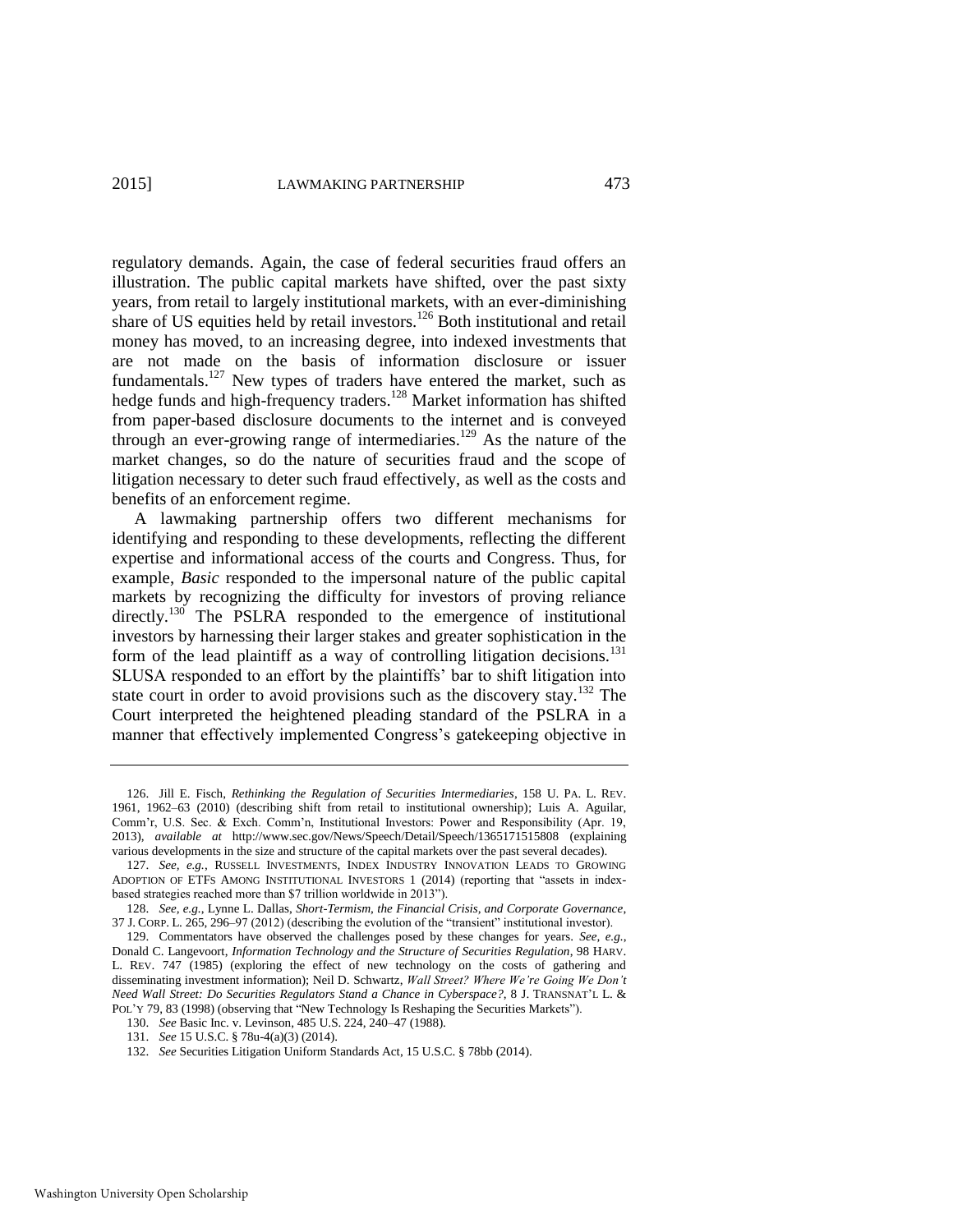regulatory demands. Again, the case of federal securities fraud offers an illustration. The public capital markets have shifted, over the past sixty years, from retail to largely institutional markets, with an ever-diminishing share of US equities held by retail investors.[126] Both institutional and retail money has moved, to an increasing degree, into indexed investments that are not made on the basis of information disclosure or issuer fundamentals.[127] New types of traders have entered the market, such as hedge funds and high-frequency traders.[128] Market information has shifted from paper-based disclosure documents to the internet and is conveyed through an ever-growing range of intermediaries.[129] As the nature of the market changes, so do the nature of securities fraud and the scope of litigation necessary to deter such fraud effectively, as well as the costs and benefits of an enforcement regime.

A lawmaking partnership offers two different mechanisms for identifying and responding to these developments, reflecting the different expertise and informational access of the courts and Congress. Thus, for example, *Basic* responded to the impersonal nature of the public capital markets by recognizing the difficulty for investors of proving reliance directly.[130] The PSLRA responded to the emergence of institutional investors by harnessing their larger stakes and greater sophistication in the form of the lead plaintiff as a way of controlling litigation decisions.[131] SLUSA responded to an effort by the plaintiffs' bar to shift litigation into state court in order to avoid provisions such as the discovery stay.[132] The Court interpreted the heightened pleading standard of the PSLRA in a manner that effectively implemented Congress's gatekeeping objective in

---

126. Jill E. Fisch, *Rethinking the Regulation of Securities Intermediaries*, 158 U. PA. L. REV. 1961, 1962–63 (2010) (describing shift from retail to institutional ownership); Luis A. Aguilar, Comm'r, U.S. Sec. & Exch. Comm'n, Institutional Investors: Power and Responsibility (Apr. 19, 2013), *available at* http://www.sec.gov/News/Speech/Detail/Speech/1365171515808 (explaining various developments in the size and structure of the capital markets over the past several decades).

127. *See, e.g.*, RUSSELL INVESTMENTS, INDEX INDUSTRY INNOVATION LEADS TO GROWING ADOPTION OF ETFS AMONG INSTITUTIONAL INVESTORS 1 (2014) (reporting that "assets in index-based strategies reached more than $7 trillion worldwide in 2013").

128. *See, e.g.*, Lynne L. Dallas, *Short-Termism, the Financial Crisis, and Corporate Governance*, 37 J. CORP. L. 265, 296–97 (2012) (describing the evolution of the "transient" institutional investor).

129. Commentators have observed the challenges posed by these changes for years. *See, e.g.*, Donald C. Langevoort, *Information Technology and the Structure of Securities Regulation*, 98 HARV. L. REV. 747 (1985) (exploring the effect of new technology on the costs of gathering and disseminating investment information); Neil D. Schwartz, *Wall Street? Where We're Going We Don't Need Wall Street: Do Securities Regulators Stand a Chance in Cyberspace?*, 8 J. TRANSNAT'L L. & POL'Y 79, 83 (1998) (observing that "New Technology Is Reshaping the Securities Markets").

130. *See* Basic Inc. v. Levinson, 485 U.S. 224, 240–47 (1988).

131. *See* 15 U.S.C. § 78u-4(a)(3) (2014).

132. *See* Securities Litigation Uniform Standards Act, 15 U.S.C. § 78bb (2014).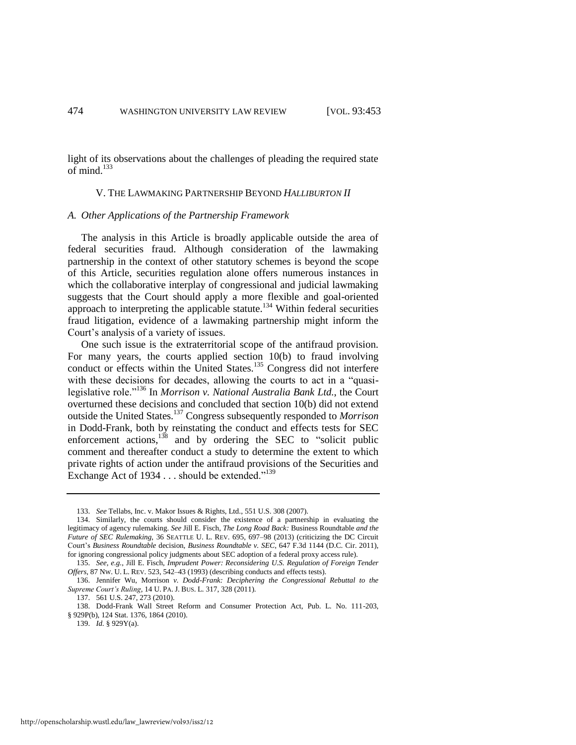light of its observations about the challenges of pleading the required state of mind.[133]

## V. The Lawmaking Partnership Beyond *Halliburton II*

### *A. Other Applications of the Partnership Framework*

The analysis in this Article is broadly applicable outside the area of federal securities fraud. Although consideration of the lawmaking partnership in the context of other statutory schemes is beyond the scope of this Article, securities regulation alone offers numerous instances in which the collaborative interplay of congressional and judicial lawmaking suggests that the Court should apply a more flexible and goal-oriented approach to interpreting the applicable statute.[134] Within federal securities fraud litigation, evidence of a lawmaking partnership might inform the Court's analysis of a variety of issues.

One such issue is the extraterritorial scope of the antifraud provision. For many years, the courts applied section 10(b) to fraud involving conduct or effects within the United States.[135] Congress did not interfere with these decisions for decades, allowing the courts to act in a "quasi-legislative role."[136] In *Morrison v. National Australia Bank Ltd.*, the Court overturned these decisions and concluded that section 10(b) did not extend outside the United States.[137] Congress subsequently responded to *Morrison* in Dodd-Frank, both by reinstating the conduct and effects tests for SEC enforcement actions,[138] and by ordering the SEC to "solicit public comment and thereafter conduct a study to determine the extent to which private rights of action under the antifraud provisions of the Securities and Exchange Act of 1934 . . . should be extended."[139]

---

133. *See* Tellabs, Inc. v. Makor Issues & Rights, Ltd., 551 U.S. 308 (2007).

134. Similarly, the courts should consider the existence of a partnership in evaluating the legitimacy of agency rulemaking. *See* Jill E. Fisch, *The Long Road Back:* Business Roundtable *and the Future of SEC Rulemaking*, 36 SEATTLE U. L. REV. 695, 697–98 (2013) (criticizing the DC Circuit Court's *Business Roundtable* decision, *Business Roundtable v. SEC*, 647 F.3d 1144 (D.C. Cir. 2011), for ignoring congressional policy judgments about SEC adoption of a federal proxy access rule).

135. *See, e.g.*, Jill E. Fisch, *Imprudent Power: Reconsidering U.S. Regulation of Foreign Tender Offers*, 87 NW. U. L. REV. 523, 542–43 (1993) (describing conducts and effects tests).

136. Jennifer Wu, Morrison *v. Dodd-Frank: Deciphering the Congressional Rebuttal to the Supreme Court's Ruling*, 14 U. PA. J. BUS. L. 317, 328 (2011).

137. 561 U.S. 247, 273 (2010).

138. Dodd-Frank Wall Street Reform and Consumer Protection Act, Pub. L. No. 111-203, § 929P(b), 124 Stat. 1376, 1864 (2010).

139. *Id.* § 929Y(a).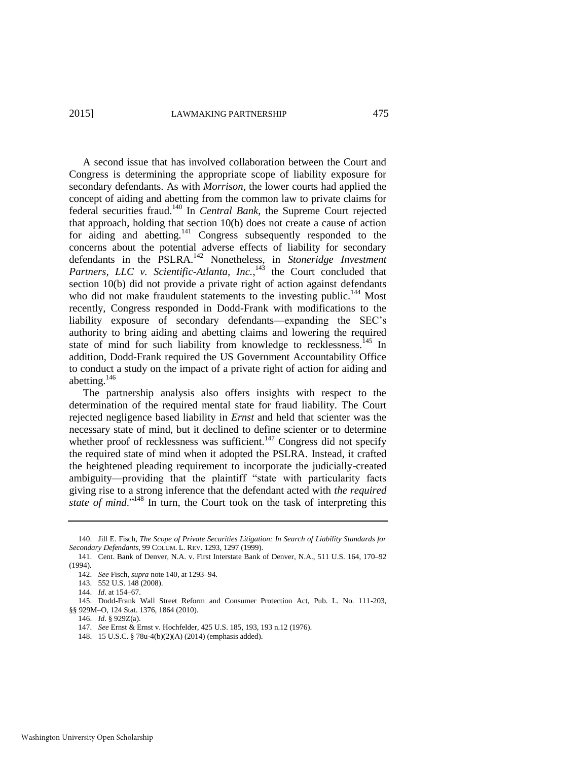A second issue that has involved collaboration between the Court and Congress is determining the appropriate scope of liability exposure for secondary defendants. As with *Morrison*, the lower courts had applied the concept of aiding and abetting from the common law to private claims for federal securities fraud.[140] In *Central Bank*, the Supreme Court rejected that approach, holding that section 10(b) does not create a cause of action for aiding and abetting.[141] Congress subsequently responded to the concerns about the potential adverse effects of liability for secondary defendants in the PSLRA.[142] Nonetheless, in *Stoneridge Investment Partners, LLC v. Scientific-Atlanta, Inc.*,[143] the Court concluded that section 10(b) did not provide a private right of action against defendants who did not make fraudulent statements to the investing public.[144] Most recently, Congress responded in Dodd-Frank with modifications to the liability exposure of secondary defendants—expanding the SEC's authority to bring aiding and abetting claims and lowering the required state of mind for such liability from knowledge to recklessness.[145] In addition, Dodd-Frank required the US Government Accountability Office to conduct a study on the impact of a private right of action for aiding and abetting.[146]

The partnership analysis also offers insights with respect to the determination of the required mental state for fraud liability. The Court rejected negligence based liability in *Ernst* and held that scienter was the necessary state of mind, but it declined to define scienter or to determine whether proof of recklessness was sufficient.[147] Congress did not specify the required state of mind when it adopted the PSLRA. Instead, it crafted the heightened pleading requirement to incorporate the judicially-created ambiguity—providing that the plaintiff "state with particularity facts giving rise to a strong inference that the defendant acted with *the required state of mind*."[148] In turn, the Court took on the task of interpreting this

---

140. Jill E. Fisch, *The Scope of Private Securities Litigation: In Search of Liability Standards for Secondary Defendants*, 99 COLUM. L. REV. 1293, 1297 (1999).

141. Cent. Bank of Denver, N.A. v. First Interstate Bank of Denver, N.A., 511 U.S. 164, 170–92 (1994).

142. *See* Fisch, *supra* note 140, at 1293–94.

143. 552 U.S. 148 (2008).

144. *Id*. at 154–67.

145. Dodd-Frank Wall Street Reform and Consumer Protection Act, Pub. L. No. 111-203, §§ 929M–O, 124 Stat. 1376, 1864 (2010).

146. *Id*. § 929Z(a).

147. *See* Ernst & Ernst v. Hochfelder, 425 U.S. 185, 193, 193 n.12 (1976).

148. 15 U.S.C. § 78u-4(b)(2)(A) (2014) (emphasis added).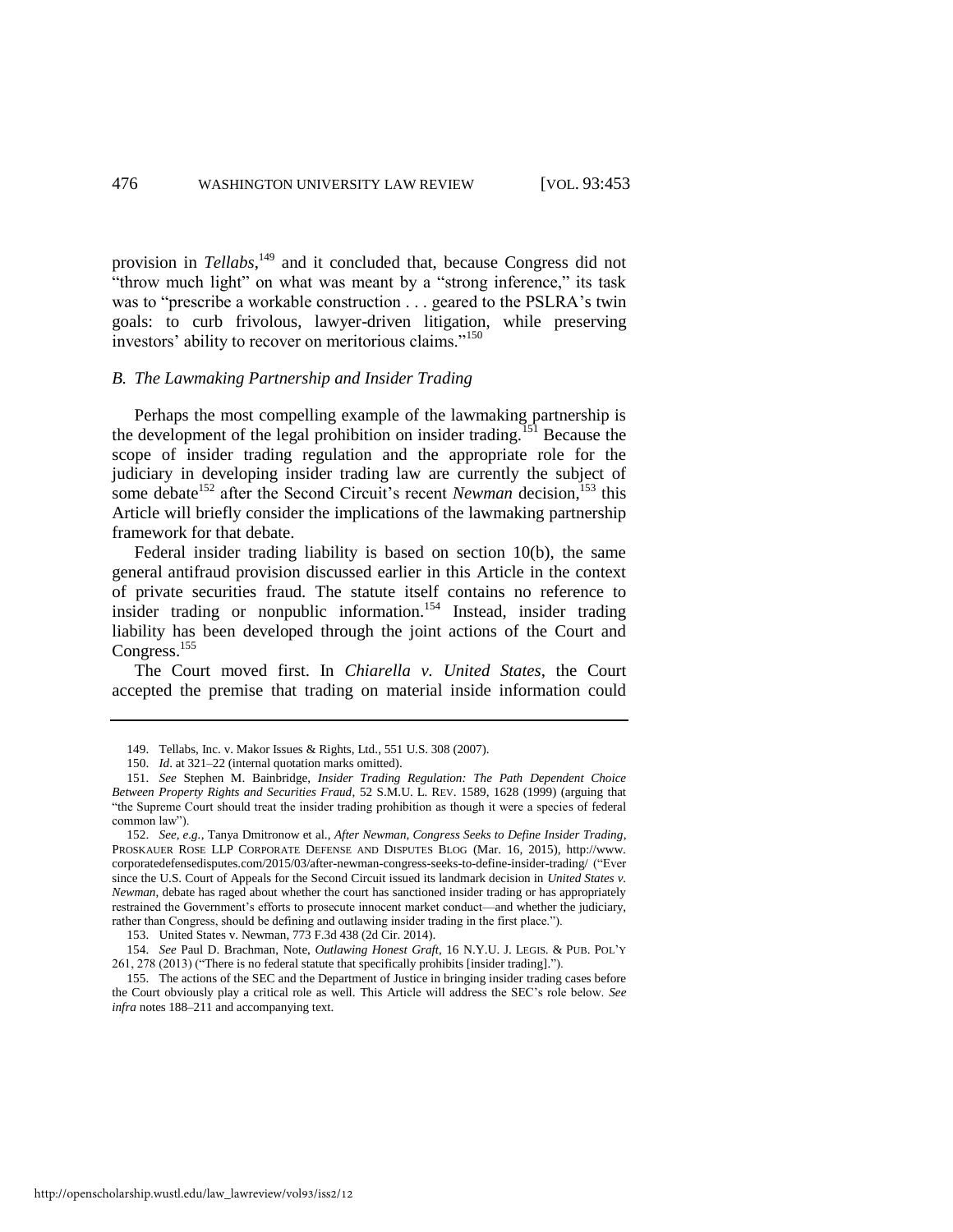provision in ***Tellabs***,[149] and it concluded that, because Congress did not "throw much light" on what was meant by a "strong inference," its task was to "prescribe a workable construction . . . geared to the PSLRA's twin goals: to curb frivolous, lawyer-driven litigation, while preserving investors' ability to recover on meritorious claims."[150]

### *B. The Lawmaking Partnership and Insider Trading*

Perhaps the most compelling example of the lawmaking partnership is the development of the legal prohibition on insider trading.[151] Because the scope of insider trading regulation and the appropriate role for the judiciary in developing insider trading law are currently the subject of some debate[152] after the Second Circuit's recent *Newman* decision,[153] this Article will briefly consider the implications of the lawmaking partnership framework for that debate.

Federal insider trading liability is based on section 10(b), the same general antifraud provision discussed earlier in this Article in the context of private securities fraud. The statute itself contains no reference to insider trading or nonpublic information.[154] Instead, insider trading liability has been developed through the joint actions of the Court and Congress.[155]

The Court moved first. In *Chiarella v. United States*, the Court accepted the premise that trading on material inside information could

---

149. Tellabs, Inc. v. Makor Issues & Rights, Ltd., 551 U.S. 308 (2007).

150. *Id*. at 321–22 (internal quotation marks omitted).

151. *See* Stephen M. Bainbridge, *Insider Trading Regulation: The Path Dependent Choice Between Property Rights and Securities Fraud*, 52 S.M.U. L. REV. 1589, 1628 (1999) (arguing that "the Supreme Court should treat the insider trading prohibition as though it were a species of federal common law").

152. *See, e.g.*, Tanya Dmitronow et al., *After Newman, Congress Seeks to Define Insider Trading*, PROSKAUER ROSE LLP CORPORATE DEFENSE AND DISPUTES BLOG (Mar. 16, 2015), http://www.corporatedefensedisputes.com/2015/03/after-newman-congress-seeks-to-define-insider-trading/ ("Ever since the U.S. Court of Appeals for the Second Circuit issued its landmark decision in *United States v. Newman*, debate has raged about whether the court has sanctioned insider trading or has appropriately restrained the Government's efforts to prosecute innocent market conduct—and whether the judiciary, rather than Congress, should be defining and outlawing insider trading in the first place.").

153. United States v. Newman, 773 F.3d 438 (2d Cir. 2014).

154. *See* Paul D. Brachman, Note, *Outlawing Honest Graft*, 16 N.Y.U. J. LEGIS. & PUB. POL'Y 261, 278 (2013) ("There is no federal statute that specifically prohibits [insider trading].").

155. The actions of the SEC and the Department of Justice in bringing insider trading cases before the Court obviously play a critical role as well. This Article will address the SEC's role below. *See infra* notes 188–211 and accompanying text.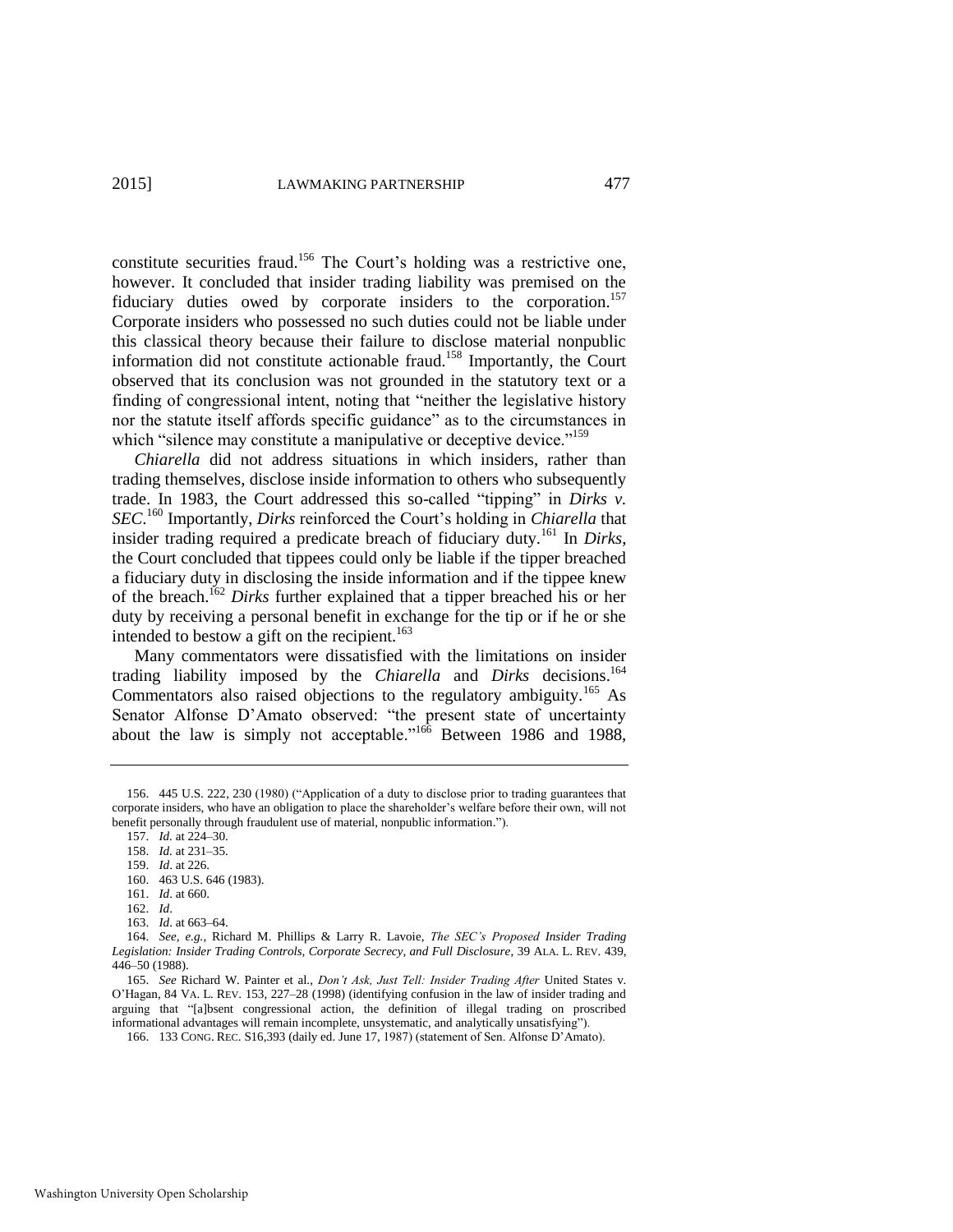constitute securities fraud.[156] The Court's holding was a restrictive one, however. It concluded that insider trading liability was premised on the fiduciary duties owed by corporate insiders to the corporation.[157] Corporate insiders who possessed no such duties could not be liable under this classical theory because their failure to disclose material nonpublic information did not constitute actionable fraud.[158] Importantly, the Court observed that its conclusion was not grounded in the statutory text or a finding of congressional intent, noting that "neither the legislative history nor the statute itself affords specific guidance" as to the circumstances in which "silence may constitute a manipulative or deceptive device."[159]

*Chiarella* did not address situations in which insiders, rather than trading themselves, disclose inside information to others who subsequently trade. In 1983, the Court addressed this so-called "tipping" in *Dirks v. SEC*.[160] Importantly, *Dirks* reinforced the Court's holding in *Chiarella* that insider trading required a predicate breach of fiduciary duty.[161] In *Dirks*, the Court concluded that tippees could only be liable if the tipper breached a fiduciary duty in disclosing the inside information and if the tippee knew of the breach.[162] *Dirks* further explained that a tipper breached his or her duty by receiving a personal benefit in exchange for the tip or if he or she intended to bestow a gift on the recipient.[163]

Many commentators were dissatisfied with the limitations on insider trading liability imposed by the *Chiarella* and *Dirks* decisions.[164] Commentators also raised objections to the regulatory ambiguity.[165] As Senator Alfonse D'Amato observed: "the present state of uncertainty about the law is simply not acceptable."[166] Between 1986 and 1988,

---

156. 445 U.S. 222, 230 (1980) ("Application of a duty to disclose prior to trading guarantees that corporate insiders, who have an obligation to place the shareholder's welfare before their own, will not benefit personally through fraudulent use of material, nonpublic information.").

157. *Id.* at 224–30.

158. *Id.* at 231–35.

159. *Id*. at 226.

160. 463 U.S. 646 (1983).

161. *Id*. at 660.

162. *Id*.

163. *Id*. at 663–64.

164. *See, e.g.*, Richard M. Phillips & Larry R. Lavoie, *The SEC's Proposed Insider Trading Legislation: Insider Trading Controls, Corporate Secrecy, and Full Disclosure*, 39 ALA. L. REV. 439, 446–50 (1988).

165. *See* Richard W. Painter et al., *Don't Ask, Just Tell: Insider Trading After* United States v. O'Hagan, 84 VA. L. REV. 153, 227–28 (1998) (identifying confusion in the law of insider trading and arguing that "[a]bsent congressional action, the definition of illegal trading on proscribed informational advantages will remain incomplete, unsystematic, and analytically unsatisfying").

166. 133 CONG. REC. S16,393 (daily ed. June 17, 1987) (statement of Sen. Alfonse D'Amato).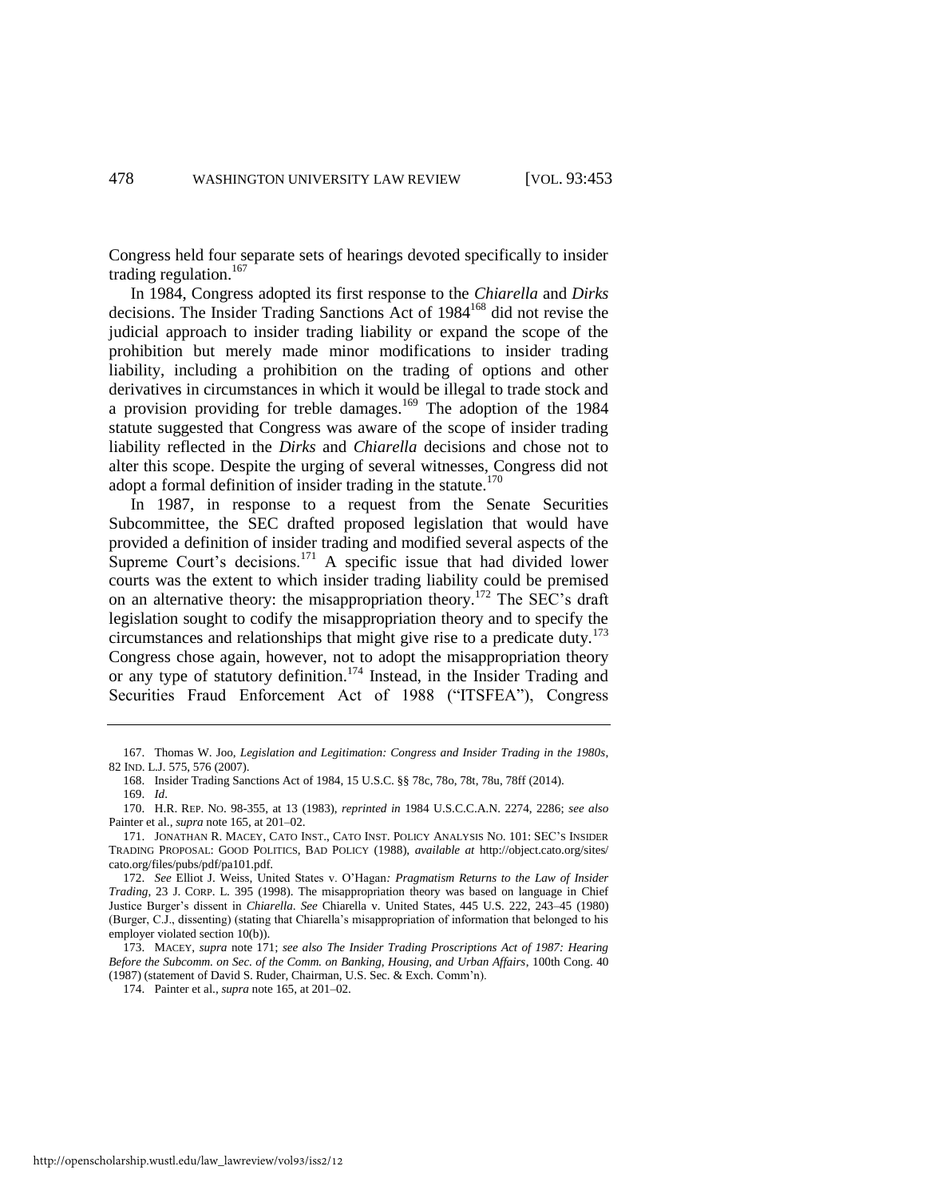Congress held four separate sets of hearings devoted specifically to insider trading regulation.[167]

In 1984, Congress adopted its first response to the *Chiarella* and *Dirks* decisions. The Insider Trading Sanctions Act of 1984[168] did not revise the judicial approach to insider trading liability or expand the scope of the prohibition but merely made minor modifications to insider trading liability, including a prohibition on the trading of options and other derivatives in circumstances in which it would be illegal to trade stock and a provision providing for treble damages.[169] The adoption of the 1984 statute suggested that Congress was aware of the scope of insider trading liability reflected in the *Dirks* and *Chiarella* decisions and chose not to alter this scope. Despite the urging of several witnesses, Congress did not adopt a formal definition of insider trading in the statute.[170]

In 1987, in response to a request from the Senate Securities Subcommittee, the SEC drafted proposed legislation that would have provided a definition of insider trading and modified several aspects of the Supreme Court's decisions.[171] A specific issue that had divided lower courts was the extent to which insider trading liability could be premised on an alternative theory: the misappropriation theory.[172] The SEC's draft legislation sought to codify the misappropriation theory and to specify the circumstances and relationships that might give rise to a predicate duty.[173] Congress chose again, however, not to adopt the misappropriation theory or any type of statutory definition.[174] Instead, in the Insider Trading and Securities Fraud Enforcement Act of 1988 ("ITSFEA"), Congress

---

167. Thomas W. Joo, *Legislation and Legitimation: Congress and Insider Trading in the 1980s*, 82 IND. L.J. 575, 576 (2007).

168. Insider Trading Sanctions Act of 1984, 15 U.S.C. §§ 78c, 78o, 78t, 78u, 78ff (2014).

169. *Id*.

170. H.R. REP. NO. 98-355, at 13 (1983), *reprinted in* 1984 U.S.C.C.A.N. 2274, 2286; *see also* Painter et al., *supra* note 165, at 201–02.

171. JONATHAN R. MACEY, CATO INST., CATO INST. POLICY ANALYSIS NO. 101: SEC'S INSIDER TRADING PROPOSAL: GOOD POLITICS, BAD POLICY (1988), *available at* http://object.cato.org/sites/cato.org/files/pubs/pdf/pa101.pdf.

172. *See* Elliot J. Weiss, United States v. O'Hagan*: Pragmatism Returns to the Law of Insider Trading*, 23 J. CORP. L. 395 (1998). The misappropriation theory was based on language in Chief Justice Burger's dissent in *Chiarella*. *See* Chiarella v. United States, 445 U.S. 222, 243–45 (1980) (Burger, C.J., dissenting) (stating that Chiarella's misappropriation of information that belonged to his employer violated section 10(b)).

173. MACEY, *supra* note 171; *see also The Insider Trading Proscriptions Act of 1987: Hearing Before the Subcomm. on Sec. of the Comm. on Banking, Housing, and Urban Affairs*, 100th Cong. 40 (1987) (statement of David S. Ruder, Chairman, U.S. Sec. & Exch. Comm'n).

174. Painter et al., *supra* note 165, at 201–02.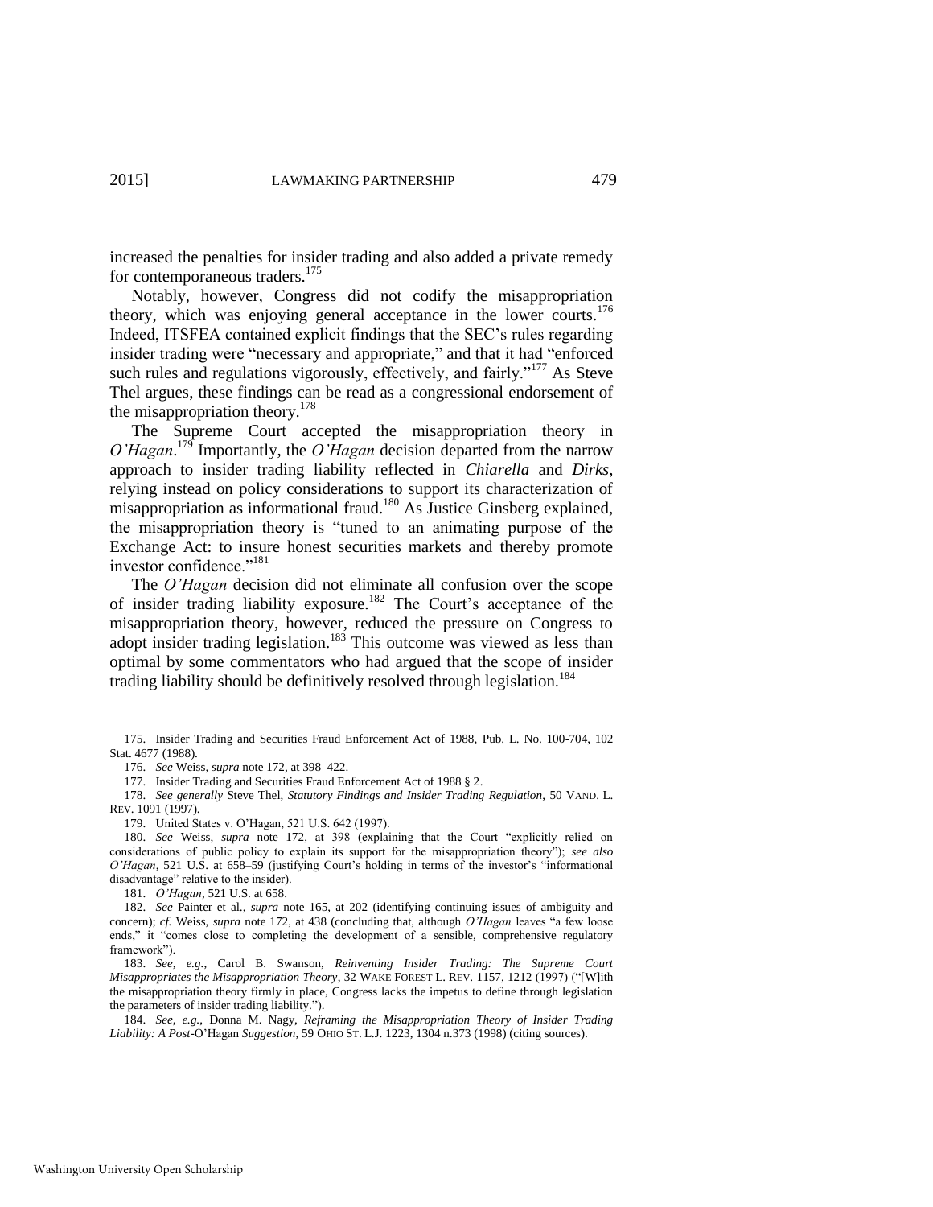increased the penalties for insider trading and also added a private remedy for contemporaneous traders.[175]

Notably, however, Congress did not codify the misappropriation theory, which was enjoying general acceptance in the lower courts.[176] Indeed, ITSFEA contained explicit findings that the SEC's rules regarding insider trading were "necessary and appropriate," and that it had "enforced such rules and regulations vigorously, effectively, and fairly."[177] As Steve Thel argues, these findings can be read as a congressional endorsement of the misappropriation theory.[178]

The Supreme Court accepted the misappropriation theory in *O'Hagan*.[179] Importantly, the *O'Hagan* decision departed from the narrow approach to insider trading liability reflected in *Chiarella* and *Dirks*, relying instead on policy considerations to support its characterization of misappropriation as informational fraud.[180] As Justice Ginsberg explained, the misappropriation theory is "tuned to an animating purpose of the Exchange Act: to insure honest securities markets and thereby promote investor confidence."[181]

The *O'Hagan* decision did not eliminate all confusion over the scope of insider trading liability exposure.[182] The Court's acceptance of the misappropriation theory, however, reduced the pressure on Congress to adopt insider trading legislation.[183] This outcome was viewed as less than optimal by some commentators who had argued that the scope of insider trading liability should be definitively resolved through legislation.[184]

---

175. Insider Trading and Securities Fraud Enforcement Act of 1988, Pub. L. No. 100-704, 102 Stat. 4677 (1988).

176. *See* Weiss, *supra* note 172, at 398–422.

177. Insider Trading and Securities Fraud Enforcement Act of 1988 § 2.

178. *See generally* Steve Thel, *Statutory Findings and Insider Trading Regulation*, 50 VAND. L. REV. 1091 (1997).

179. United States v. O'Hagan, 521 U.S. 642 (1997).

180. *See* Weiss, *supra* note 172, at 398 (explaining that the Court "explicitly relied on considerations of public policy to explain its support for the misappropriation theory"); *see also O'Hagan*, 521 U.S. at 658–59 (justifying Court's holding in terms of the investor's "informational disadvantage" relative to the insider).

181. *O'Hagan*, 521 U.S. at 658.

182. *See* Painter et al., *supra* note 165, at 202 (identifying continuing issues of ambiguity and concern); *cf.* Weiss, *supra* note 172, at 438 (concluding that, although *O'Hagan* leaves "a few loose ends," it "comes close to completing the development of a sensible, comprehensive regulatory framework").

183. *See, e.g.*, Carol B. Swanson, *Reinventing Insider Trading: The Supreme Court Misappropriates the Misappropriation Theory*, 32 WAKE FOREST L. REV. 1157, 1212 (1997) ("[W]ith the misappropriation theory firmly in place, Congress lacks the impetus to define through legislation the parameters of insider trading liability.").

184. *See, e.g.*, Donna M. Nagy, *Reframing the Misappropriation Theory of Insider Trading Liability: A Post-*O'Hagan *Suggestion*, 59 OHIO ST. L.J. 1223, 1304 n.373 (1998) (citing sources).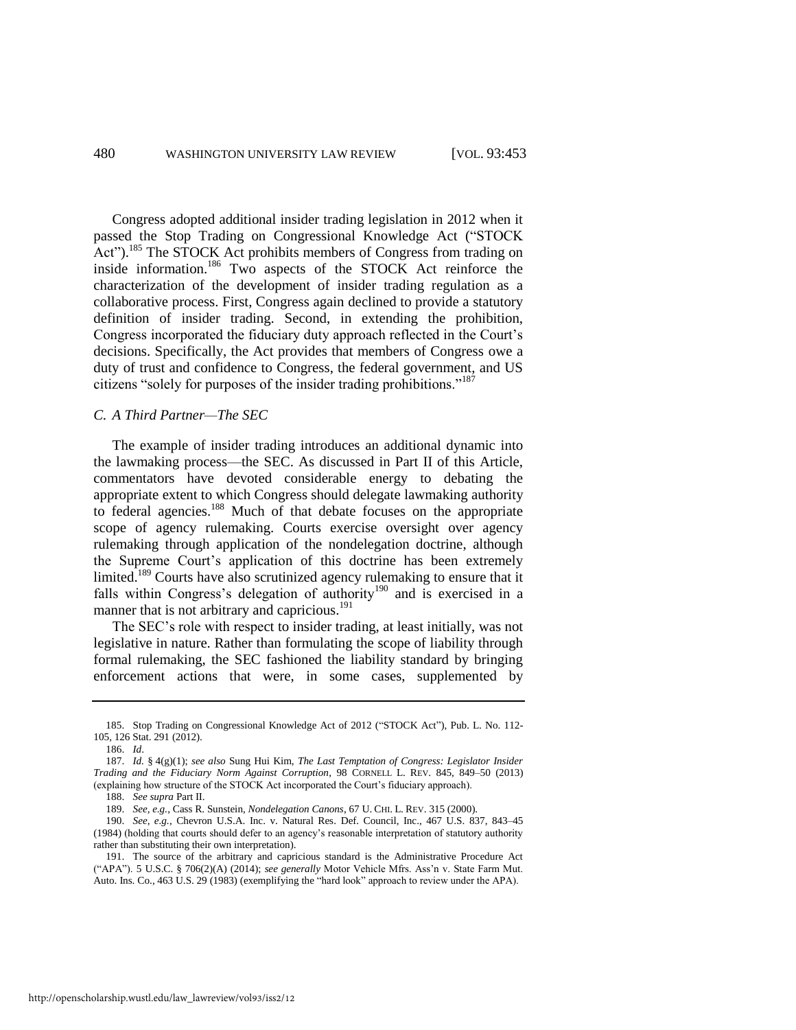Congress adopted additional insider trading legislation in 2012 when it passed the Stop Trading on Congressional Knowledge Act ("STOCK Act").[185] The STOCK Act prohibits members of Congress from trading on inside information.[186] Two aspects of the STOCK Act reinforce the characterization of the development of insider trading regulation as a collaborative process. First, Congress again declined to provide a statutory definition of insider trading. Second, in extending the prohibition, Congress incorporated the fiduciary duty approach reflected in the Court's decisions. Specifically, the Act provides that members of Congress owe a duty of trust and confidence to Congress, the federal government, and US citizens "solely for purposes of the insider trading prohibitions."[187]

### *C. A Third Partner—The SEC*

The example of insider trading introduces an additional dynamic into the lawmaking process—the SEC. As discussed in Part II of this Article, commentators have devoted considerable energy to debating the appropriate extent to which Congress should delegate lawmaking authority to federal agencies.[188] Much of that debate focuses on the appropriate scope of agency rulemaking. Courts exercise oversight over agency rulemaking through application of the nondelegation doctrine, although the Supreme Court's application of this doctrine has been extremely limited.[189] Courts have also scrutinized agency rulemaking to ensure that it falls within Congress's delegation of authority[190] and is exercised in a manner that is not arbitrary and capricious.[191]

The SEC's role with respect to insider trading, at least initially, was not legislative in nature. Rather than formulating the scope of liability through formal rulemaking, the SEC fashioned the liability standard by bringing enforcement actions that were, in some cases, supplemented by

---

185. Stop Trading on Congressional Knowledge Act of 2012 ("STOCK Act"), Pub. L. No. 112-105, 126 Stat. 291 (2012).

186. *Id*.

187. *Id.* § 4(g)(1); *see also* Sung Hui Kim, *The Last Temptation of Congress: Legislator Insider Trading and the Fiduciary Norm Against Corruption*, 98 CORNELL L. REV. 845, 849–50 (2013) (explaining how structure of the STOCK Act incorporated the Court's fiduciary approach).

188. *See supra* Part II.

189. *See, e.g.*, Cass R. Sunstein, *Nondelegation Canons*, 67 U. CHI. L. REV. 315 (2000).

190. *See, e.g.*, Chevron U.S.A. Inc. v. Natural Res. Def. Council, Inc., 467 U.S. 837, 843–45 (1984) (holding that courts should defer to an agency's reasonable interpretation of statutory authority rather than substituting their own interpretation).

191. The source of the arbitrary and capricious standard is the Administrative Procedure Act ("APA"). 5 U.S.C. § 706(2)(A) (2014); *see generally* Motor Vehicle Mfrs. Ass'n v. State Farm Mut. Auto. Ins. Co., 463 U.S. 29 (1983) (exemplifying the "hard look" approach to review under the APA).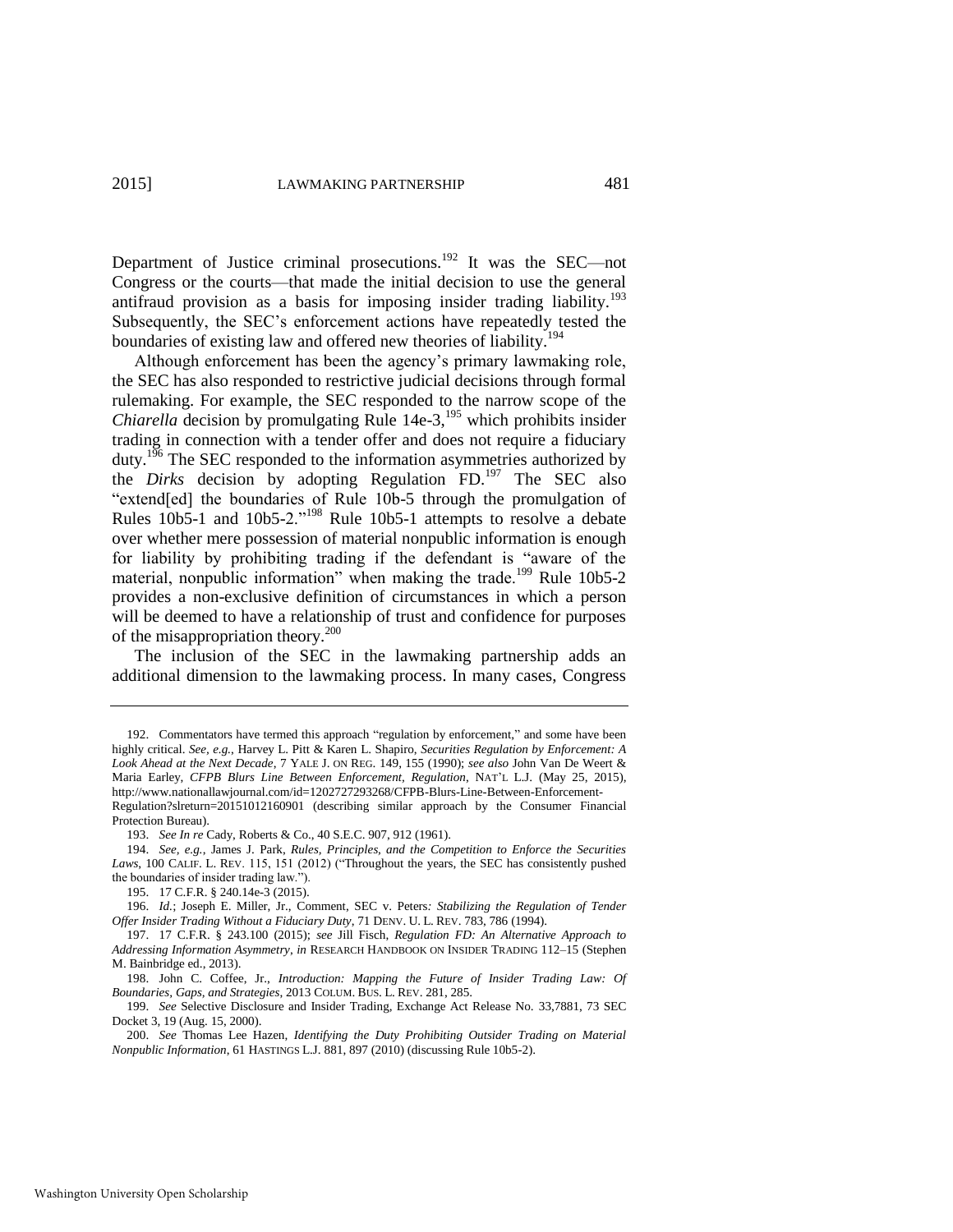Department of Justice criminal prosecutions.[192] It was the SEC—not Congress or the courts—that made the initial decision to use the general antifraud provision as a basis for imposing insider trading liability.[193] Subsequently, the SEC's enforcement actions have repeatedly tested the boundaries of existing law and offered new theories of liability.[194]

Although enforcement has been the agency's primary lawmaking role, the SEC has also responded to restrictive judicial decisions through formal rulemaking. For example, the SEC responded to the narrow scope of the *Chiarella* decision by promulgating Rule 14e-3,[195] which prohibits insider trading in connection with a tender offer and does not require a fiduciary duty.[196] The SEC responded to the information asymmetries authorized by the *Dirks* decision by adopting Regulation FD.[197] The SEC also "extend[ed] the boundaries of Rule 10b-5 through the promulgation of Rules 10b5-1 and 10b5-2."[198] Rule 10b5-1 attempts to resolve a debate over whether mere possession of material nonpublic information is enough for liability by prohibiting trading if the defendant is "aware of the material, nonpublic information" when making the trade.[199] Rule 10b5-2 provides a non-exclusive definition of circumstances in which a person will be deemed to have a relationship of trust and confidence for purposes of the misappropriation theory.[200]

The inclusion of the SEC in the lawmaking partnership adds an additional dimension to the lawmaking process. In many cases, Congress

---

192. Commentators have termed this approach "regulation by enforcement," and some have been highly critical. *See, e.g.*, Harvey L. Pitt & Karen L. Shapiro, *Securities Regulation by Enforcement: A Look Ahead at the Next Decade*, 7 YALE J. ON REG. 149, 155 (1990); *see also* John Van De Weert & Maria Earley, *CFPB Blurs Line Between Enforcement, Regulation*, NAT'L L.J. (May 25, 2015), http://www.nationallawjournal.com/id=1202727293268/CFPB-Blurs-Line-Between-Enforcement-Regulation?slreturn=20151012160901 (describing similar approach by the Consumer Financial Protection Bureau).

193. *See In re* Cady, Roberts & Co., 40 S.E.C. 907, 912 (1961).

194. *See, e.g.*, James J. Park, *Rules, Principles, and the Competition to Enforce the Securities Laws*, 100 CALIF. L. REV. 115, 151 (2012) ("Throughout the years, the SEC has consistently pushed the boundaries of insider trading law.").

195. 17 C.F.R. § 240.14e-3 (2015).

196. *Id.*; Joseph E. Miller, Jr., Comment, SEC v. Peters*: Stabilizing the Regulation of Tender Offer Insider Trading Without a Fiduciary Duty*, 71 DENV. U. L. REV. 783, 786 (1994).

197. 17 C.F.R. § 243.100 (2015); *see* Jill Fisch, *Regulation FD: An Alternative Approach to Addressing Information Asymmetry*, *in* RESEARCH HANDBOOK ON INSIDER TRADING 112–15 (Stephen M. Bainbridge ed., 2013).

198. John C. Coffee, Jr., *Introduction: Mapping the Future of Insider Trading Law: Of Boundaries, Gaps, and Strategies*, 2013 COLUM. BUS. L. REV. 281, 285.

199. *See* Selective Disclosure and Insider Trading, Exchange Act Release No. 33,7881, 73 SEC Docket 3, 19 (Aug. 15, 2000).

200. *See* Thomas Lee Hazen, *Identifying the Duty Prohibiting Outsider Trading on Material Nonpublic Information*, 61 HASTINGS L.J. 881, 897 (2010) (discussing Rule 10b5-2).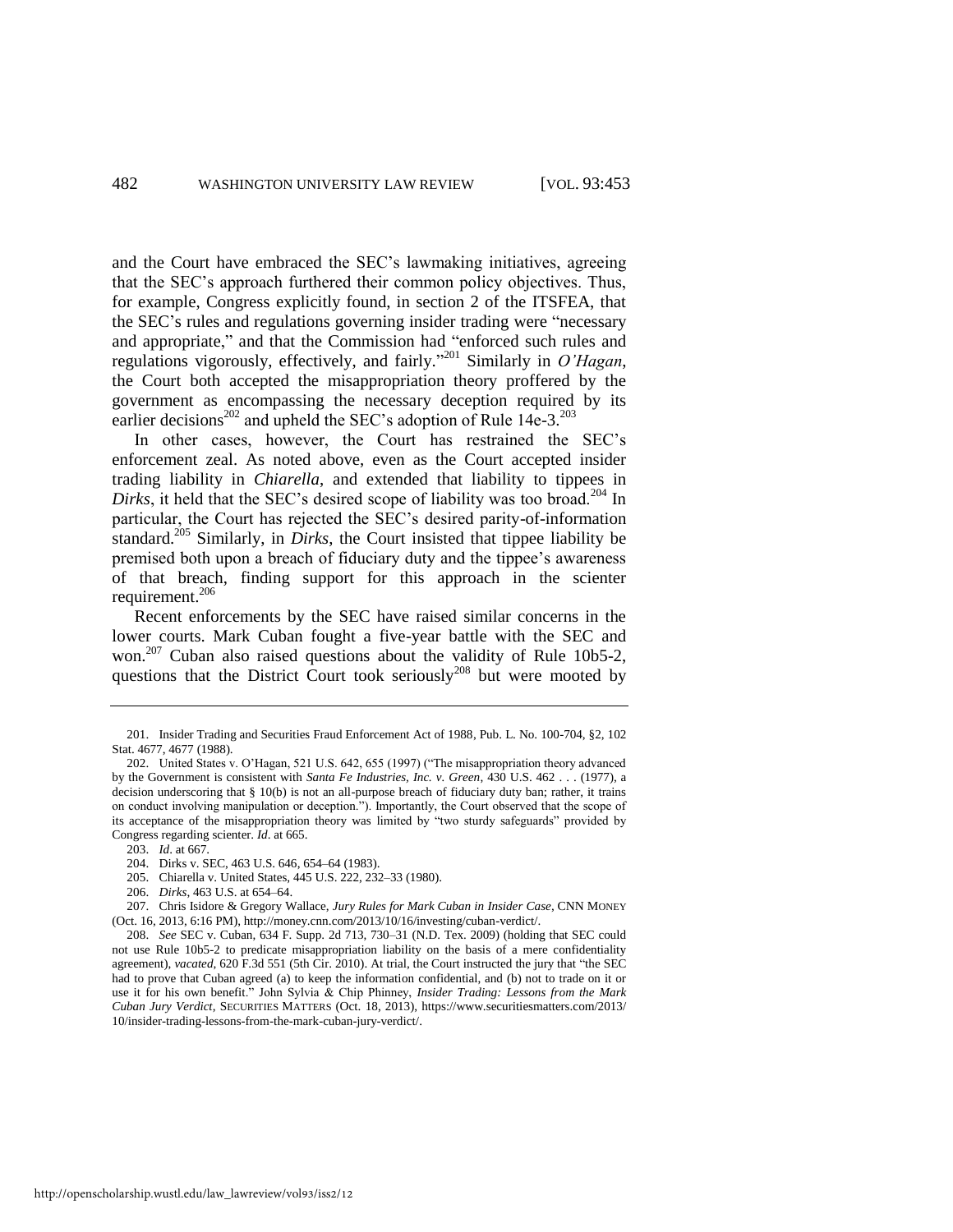and the Court have embraced the SEC's lawmaking initiatives, agreeing that the SEC's approach furthered their common policy objectives. Thus, for example, Congress explicitly found, in section 2 of the ITSFEA, that the SEC's rules and regulations governing insider trading were "necessary and appropriate," and that the Commission had "enforced such rules and regulations vigorously, effectively, and fairly."[201] Similarly in *O'Hagan*, the Court both accepted the misappropriation theory proffered by the government as encompassing the necessary deception required by its earlier decisions[202] and upheld the SEC's adoption of Rule 14e-3.[203]

In other cases, however, the Court has restrained the SEC's enforcement zeal. As noted above, even as the Court accepted insider trading liability in *Chiarella*, and extended that liability to tippees in *Dirks*, it held that the SEC's desired scope of liability was too broad.[204] In particular, the Court has rejected the SEC's desired parity-of-information standard.[205] Similarly, in *Dirks*, the Court insisted that tippee liability be premised both upon a breach of fiduciary duty and the tippee's awareness of that breach, finding support for this approach in the scienter requirement.[206]

Recent enforcements by the SEC have raised similar concerns in the lower courts. Mark Cuban fought a five-year battle with the SEC and won.[207] Cuban also raised questions about the validity of Rule 10b5-2, questions that the District Court took seriously[208] but were mooted by

---

201. Insider Trading and Securities Fraud Enforcement Act of 1988, Pub. L. No. 100-704, §2, 102 Stat. 4677, 4677 (1988).

202. United States v. O'Hagan, 521 U.S. 642, 655 (1997) ("The misappropriation theory advanced by the Government is consistent with *Santa Fe Industries, Inc. v. Green*, 430 U.S. 462 . . . (1977), a decision underscoring that § 10(b) is not an all-purpose breach of fiduciary duty ban; rather, it trains on conduct involving manipulation or deception."). Importantly, the Court observed that the scope of its acceptance of the misappropriation theory was limited by "two sturdy safeguards" provided by Congress regarding scienter. *Id*. at 665.

203. *Id*. at 667.

204. Dirks v. SEC, 463 U.S. 646, 654–64 (1983).

205. Chiarella v. United States, 445 U.S. 222, 232–33 (1980).

206. *Dirks*, 463 U.S. at 654–64.

207. Chris Isidore & Gregory Wallace, *Jury Rules for Mark Cuban in Insider Case*, CNN MONEY (Oct. 16, 2013, 6:16 PM), http://money.cnn.com/2013/10/16/investing/cuban-verdict/.

208. *See* SEC v. Cuban, 634 F. Supp. 2d 713, 730–31 (N.D. Tex. 2009) (holding that SEC could not use Rule 10b5-2 to predicate misappropriation liability on the basis of a mere confidentiality agreement), *vacated*, 620 F.3d 551 (5th Cir. 2010). At trial, the Court instructed the jury that "the SEC had to prove that Cuban agreed (a) to keep the information confidential, and (b) not to trade on it or use it for his own benefit." John Sylvia & Chip Phinney, *Insider Trading: Lessons from the Mark Cuban Jury Verdict*, SECURITIES MATTERS (Oct. 18, 2013), https://www.securitiesmatters.com/2013/10/insider-trading-lessons-from-the-mark-cuban-jury-verdict/.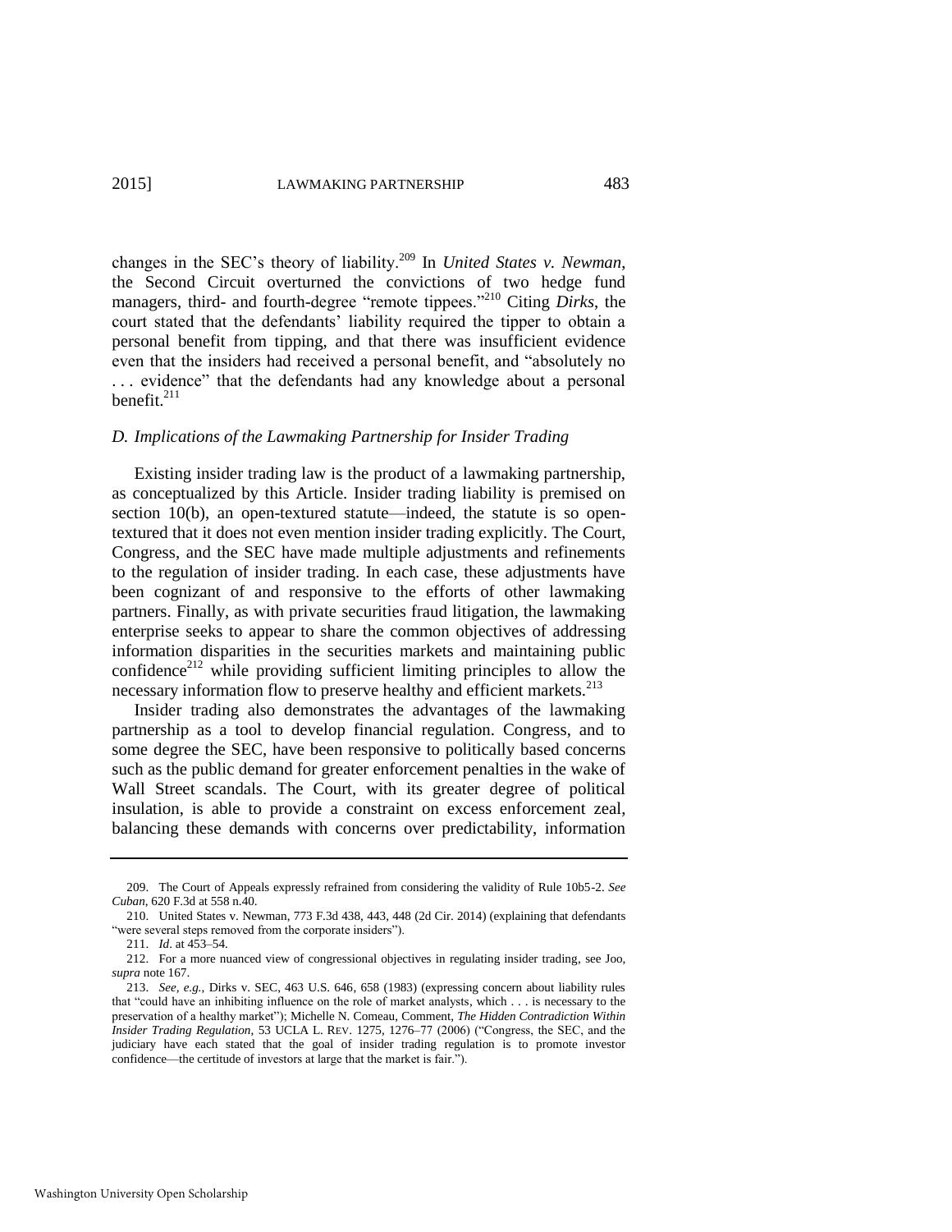changes in the SEC's theory of liability.[209] In *United States v. Newman*, the Second Circuit overturned the convictions of two hedge fund managers, third- and fourth-degree "remote tippees."[210] Citing *Dirks*, the court stated that the defendants' liability required the tipper to obtain a personal benefit from tipping, and that there was insufficient evidence even that the insiders had received a personal benefit, and "absolutely no . . . evidence" that the defendants had any knowledge about a personal benefit.[211]

### *D. Implications of the Lawmaking Partnership for Insider Trading*

Existing insider trading law is the product of a lawmaking partnership, as conceptualized by this Article. Insider trading liability is premised on section 10(b), an open-textured statute—indeed, the statute is so open-textured that it does not even mention insider trading explicitly. The Court, Congress, and the SEC have made multiple adjustments and refinements to the regulation of insider trading. In each case, these adjustments have been cognizant of and responsive to the efforts of other lawmaking partners. Finally, as with private securities fraud litigation, the lawmaking enterprise seeks to appear to share the common objectives of addressing information disparities in the securities markets and maintaining public confidence[212] while providing sufficient limiting principles to allow the necessary information flow to preserve healthy and efficient markets.[213]

Insider trading also demonstrates the advantages of the lawmaking partnership as a tool to develop financial regulation. Congress, and to some degree the SEC, have been responsive to politically based concerns such as the public demand for greater enforcement penalties in the wake of Wall Street scandals. The Court, with its greater degree of political insulation, is able to provide a constraint on excess enforcement zeal, balancing these demands with concerns over predictability, information

---

209. The Court of Appeals expressly refrained from considering the validity of Rule 10b5-2. *See Cuban*, 620 F.3d at 558 n.40.

210. United States v. Newman, 773 F.3d 438, 443, 448 (2d Cir. 2014) (explaining that defendants "were several steps removed from the corporate insiders").

211. *Id*. at 453–54.

212. For a more nuanced view of congressional objectives in regulating insider trading, see Joo, *supra* note 167.

213. *See, e.g.*, Dirks v. SEC, 463 U.S. 646, 658 (1983) (expressing concern about liability rules that "could have an inhibiting influence on the role of market analysts, which . . . is necessary to the preservation of a healthy market"); Michelle N. Comeau, Comment, *The Hidden Contradiction Within Insider Trading Regulation*, 53 UCLA L. REV. 1275, 1276–77 (2006) ("Congress, the SEC, and the judiciary have each stated that the goal of insider trading regulation is to promote investor confidence—the certitude of investors at large that the market is fair.").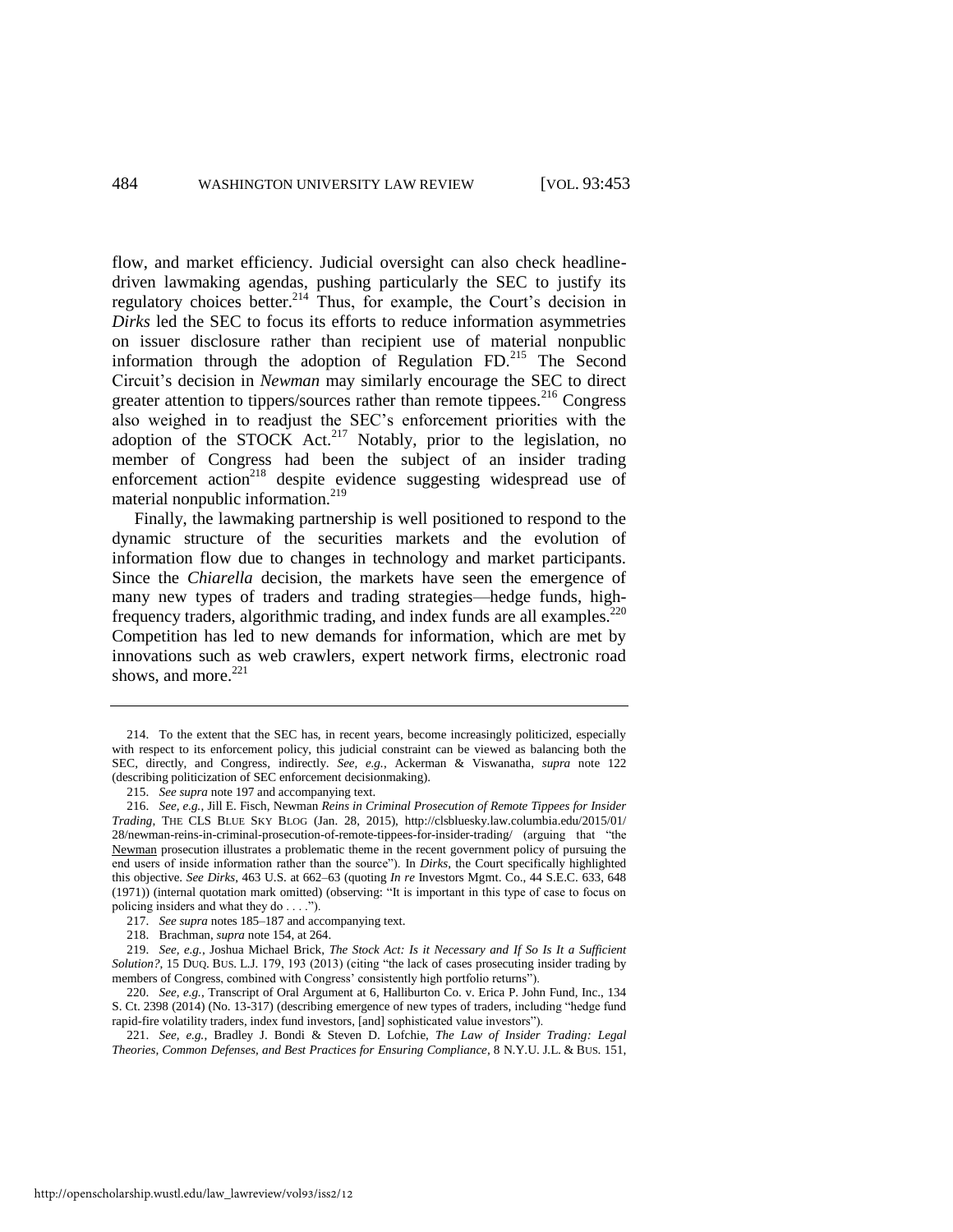flow, and market efficiency. Judicial oversight can also check headline-driven lawmaking agendas, pushing particularly the SEC to justify its regulatory choices better.[214] Thus, for example, the Court's decision in *Dirks* led the SEC to focus its efforts to reduce information asymmetries on issuer disclosure rather than recipient use of material nonpublic information through the adoption of Regulation FD.[215] The Second Circuit's decision in *Newman* may similarly encourage the SEC to direct greater attention to tippers/sources rather than remote tippees.[216] Congress also weighed in to readjust the SEC's enforcement priorities with the adoption of the STOCK Act.[217] Notably, prior to the legislation, no member of Congress had been the subject of an insider trading enforcement action[218] despite evidence suggesting widespread use of material nonpublic information.[219]

Finally, the lawmaking partnership is well positioned to respond to the dynamic structure of the securities markets and the evolution of information flow due to changes in technology and market participants. Since the *Chiarella* decision, the markets have seen the emergence of many new types of traders and trading strategies—hedge funds, high-frequency traders, algorithmic trading, and index funds are all examples.[220] Competition has led to new demands for information, which are met by innovations such as web crawlers, expert network firms, electronic road shows, and more.[221]

---

214. To the extent that the SEC has, in recent years, become increasingly politicized, especially with respect to its enforcement policy, this judicial constraint can be viewed as balancing both the SEC, directly, and Congress, indirectly. *See, e.g.*, Ackerman & Viswanatha, *supra* note 122 (describing politicization of SEC enforcement decisionmaking).

215. *See supra* note 197 and accompanying text.

216. *See, e.g.*, Jill E. Fisch, Newman *Reins in Criminal Prosecution of Remote Tippees for Insider Trading*, THE CLS BLUE SKY BLOG (Jan. 28, 2015), http://clsbluesky.law.columbia.edu/2015/01/28/newman-reins-in-criminal-prosecution-of-remote-tippees-for-insider-trading/ (arguing that "the Newman prosecution illustrates a problematic theme in the recent government policy of pursuing the end users of inside information rather than the source"). In *Dirks*, the Court specifically highlighted this objective. *See Dirks*, 463 U.S. at 662–63 (quoting *In re* Investors Mgmt. Co., 44 S.E.C. 633, 648 (1971)) (internal quotation mark omitted) (observing: "It is important in this type of case to focus on policing insiders and what they do . . . .").

217. *See supra* notes 185–187 and accompanying text.

218. Brachman, *supra* note 154, at 264.

219. *See, e.g.*, Joshua Michael Brick, *The Stock Act: Is it Necessary and If So Is It a Sufficient Solution?*, 15 DUQ. BUS. L.J. 179, 193 (2013) (citing "the lack of cases prosecuting insider trading by members of Congress, combined with Congress' consistently high portfolio returns").

220. *See, e.g.*, Transcript of Oral Argument at 6, Halliburton Co. v. Erica P. John Fund, Inc., 134 S. Ct. 2398 (2014) (No. 13-317) (describing emergence of new types of traders, including "hedge fund rapid-fire volatility traders, index fund investors, [and] sophisticated value investors").

221. *See, e.g.*, Bradley J. Bondi & Steven D. Lofchie, *The Law of Insider Trading: Legal Theories, Common Defenses, and Best Practices for Ensuring Compliance*, 8 N.Y.U. J.L. & BUS. 151,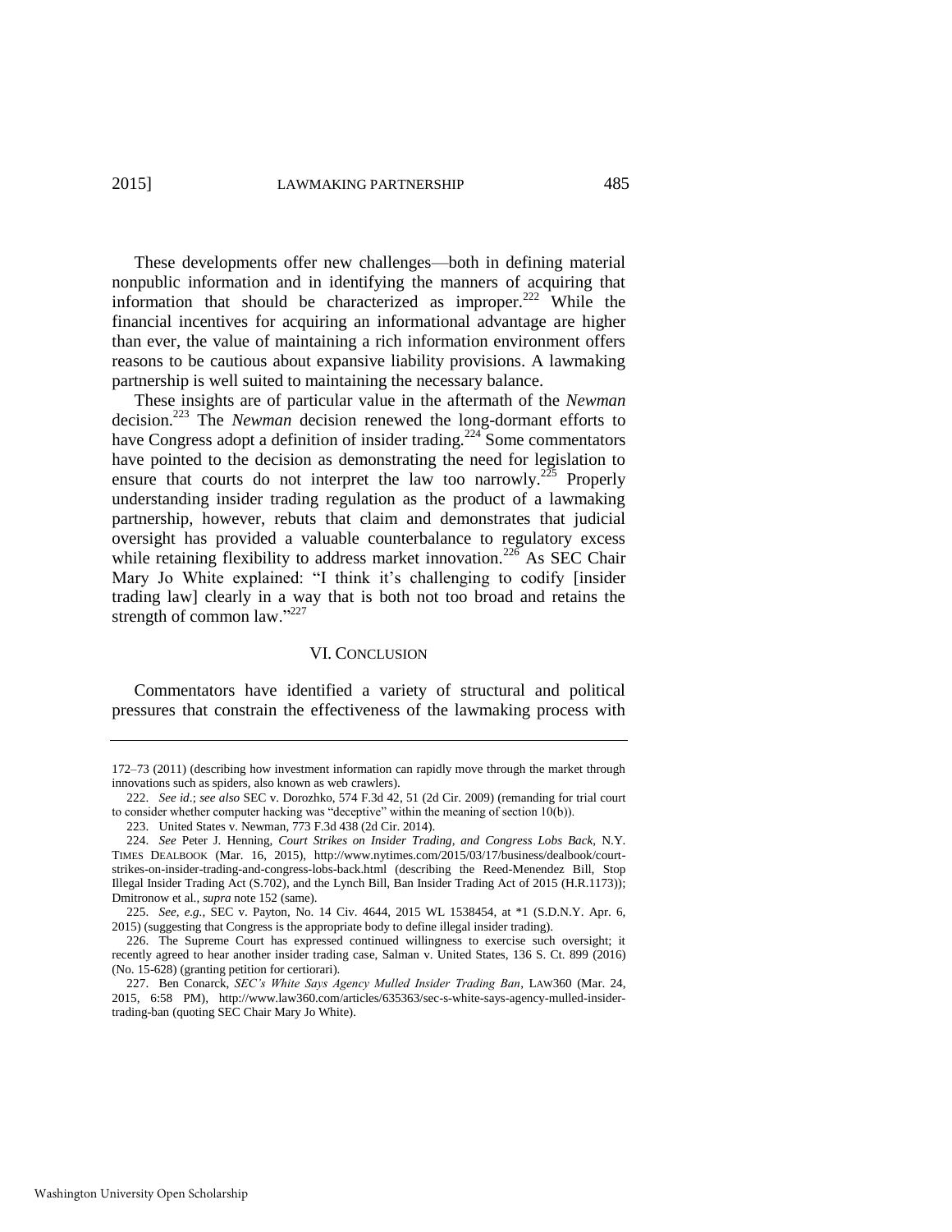These developments offer new challenges—both in defining material nonpublic information and in identifying the manners of acquiring that information that should be characterized as improper.[222] While the financial incentives for acquiring an informational advantage are higher than ever, the value of maintaining a rich information environment offers reasons to be cautious about expansive liability provisions. A lawmaking partnership is well suited to maintaining the necessary balance.

These insights are of particular value in the aftermath of the *Newman* decision.[223] The *Newman* decision renewed the long-dormant efforts to have Congress adopt a definition of insider trading.[224] Some commentators have pointed to the decision as demonstrating the need for legislation to ensure that courts do not interpret the law too narrowly.[225] Properly understanding insider trading regulation as the product of a lawmaking partnership, however, rebuts that claim and demonstrates that judicial oversight has provided a valuable counterbalance to regulatory excess while retaining flexibility to address market innovation.[226] As SEC Chair Mary Jo White explained: "I think it's challenging to codify [insider trading law] clearly in a way that is both not too broad and retains the strength of common law."[227]

## VI. CONCLUSION

Commentators have identified a variety of structural and political pressures that constrain the effectiveness of the lawmaking process with

---

172–73 (2011) (describing how investment information can rapidly move through the market through innovations such as spiders, also known as web crawlers).

222. *See id.*; *see also* SEC v. Dorozhko, 574 F.3d 42, 51 (2d Cir. 2009) (remanding for trial court to consider whether computer hacking was "deceptive" within the meaning of section 10(b)).

223. United States v. Newman, 773 F.3d 438 (2d Cir. 2014).

224. *See* Peter J. Henning, *Court Strikes on Insider Trading, and Congress Lobs Back*, N.Y. TIMES DEALBOOK (Mar. 16, 2015), http://www.nytimes.com/2015/03/17/business/dealbook/court-strikes-on-insider-trading-and-congress-lobs-back.html (describing the Reed-Menendez Bill, Stop Illegal Insider Trading Act (S.702), and the Lynch Bill, Ban Insider Trading Act of 2015 (H.R.1173)); Dmitronow et al., *supra* note 152 (same).

225. *See, e.g.*, SEC v. Payton, No. 14 Civ. 4644, 2015 WL 1538454, at *1 (S.D.N.Y. Apr. 6, 2015) (suggesting that Congress is the appropriate body to define illegal insider trading).

226. The Supreme Court has expressed continued willingness to exercise such oversight; it recently agreed to hear another insider trading case, Salman v. United States, 136 S. Ct. 899 (2016) (No. 15-628) (granting petition for certiorari).

227. Ben Conarck, *SEC's White Says Agency Mulled Insider Trading Ban*, LAW360 (Mar. 24, 2015, 6:58 PM), http://www.law360.com/articles/635363/sec-s-white-says-agency-mulled-insider-trading-ban (quoting SEC Chair Mary Jo White).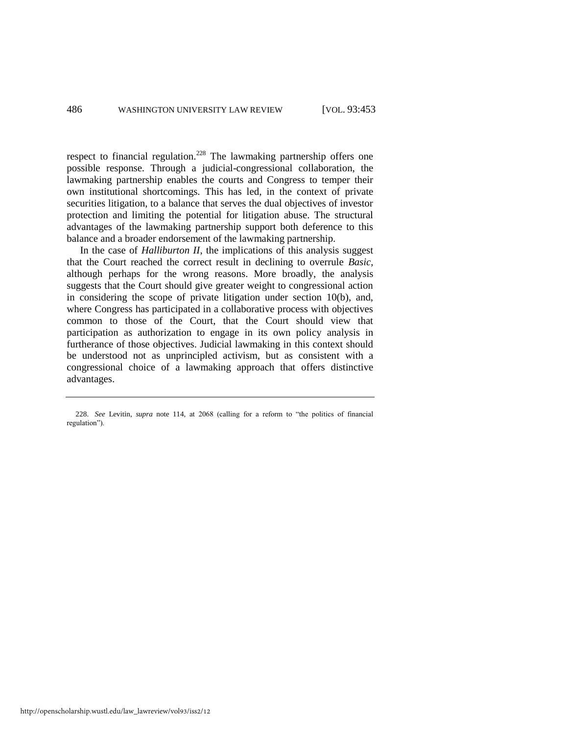respect to financial regulation.[228] The lawmaking partnership offers one possible response. Through a judicial-congressional collaboration, the lawmaking partnership enables the courts and Congress to temper their own institutional shortcomings. This has led, in the context of private securities litigation, to a balance that serves the dual objectives of investor protection and limiting the potential for litigation abuse. The structural advantages of the lawmaking partnership support both deference to this balance and a broader endorsement of the lawmaking partnership.

In the case of *Halliburton II*, the implications of this analysis suggest that the Court reached the correct result in declining to overrule *Basic*, although perhaps for the wrong reasons. More broadly, the analysis suggests that the Court should give greater weight to congressional action in considering the scope of private litigation under section 10(b), and, where Congress has participated in a collaborative process with objectives common to those of the Court, that the Court should view that participation as authorization to engage in its own policy analysis in furtherance of those objectives. Judicial lawmaking in this context should be understood not as unprincipled activism, but as consistent with a congressional choice of a lawmaking approach that offers distinctive advantages.

---

228. *See* Levitin, *supra* note 114, at 2068 (calling for a reform to "the politics of financial regulation").